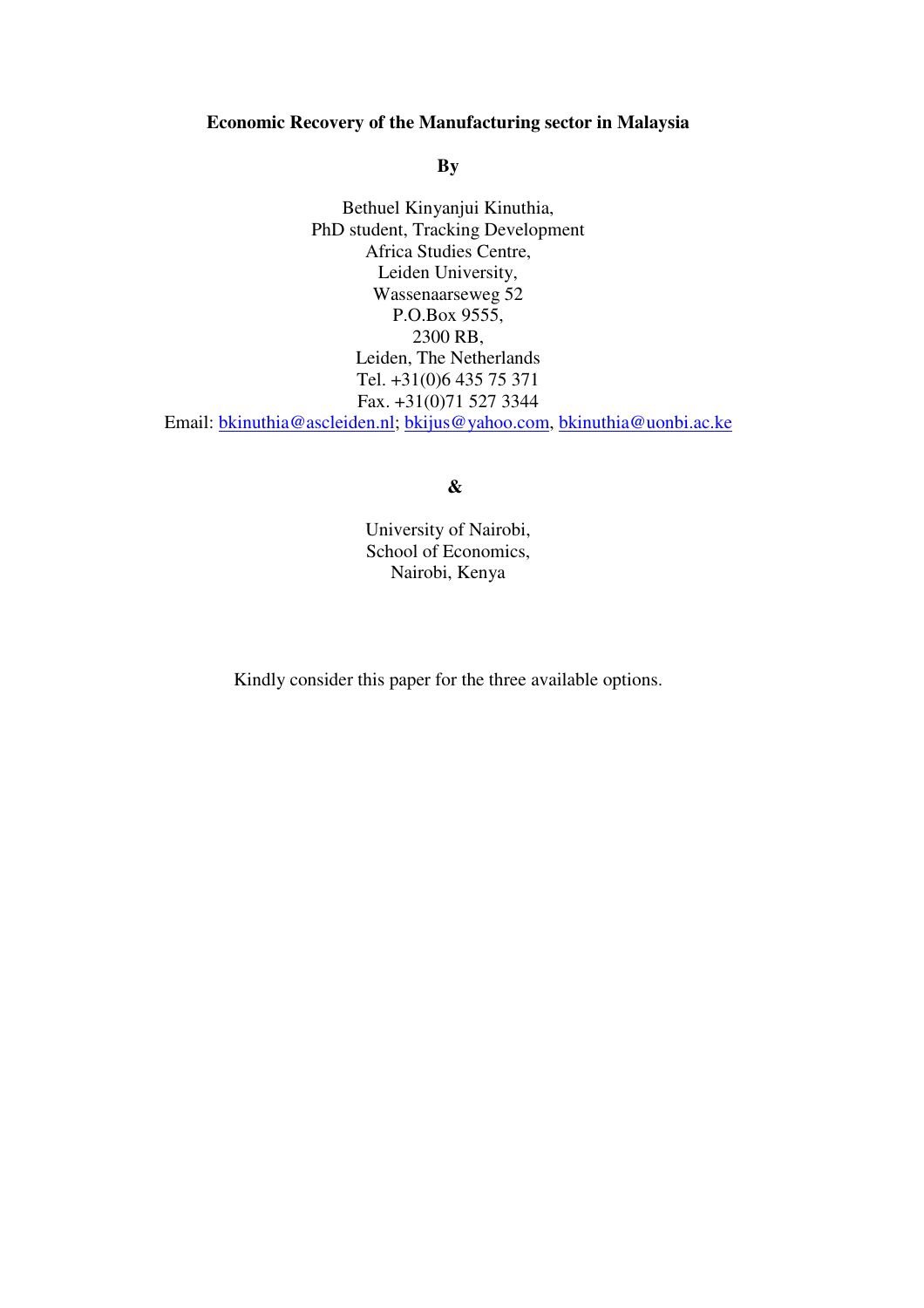# Economic Recovery of the Manufacturing sector in Malaysia

**By**

Bethuel Kinyanjui Kinuthia,
PhD student, Tracking Development
Africa Studies Centre,
Leiden University,
Wassenaarseweg 52
P.O.Box 9555,
2300 RB,
Leiden, The Netherlands
Tel. +31(0)6 435 75 371
Fax. +31(0)71 527 3344
Email: bkinuthia@ascleiden.nl; bkijus@yahoo.com, bkinuthia@uonbi.ac.ke

**&**

University of Nairobi,
School of Economics,
Nairobi, Kenya

Kindly consider this paper for the three available options.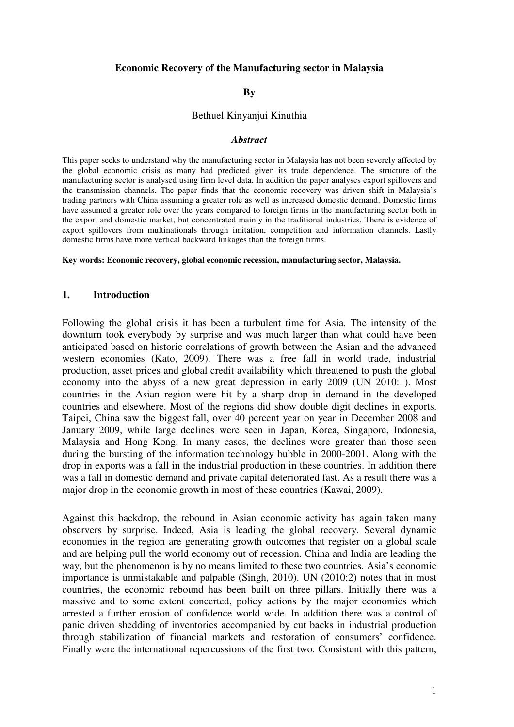**Economic Recovery of the Manufacturing sector in Malaysia**

**By**

Bethuel Kinyanjui Kinuthia

***Abstract***

This paper seeks to understand why the manufacturing sector in Malaysia has not been severely affected by the global economic crisis as many had predicted given its trade dependence. The structure of the manufacturing sector is analysed using firm level data. In addition the paper analyses export spillovers and the transmission channels. The paper finds that the economic recovery was driven shift in Malaysia's trading partners with China assuming a greater role as well as increased domestic demand. Domestic firms have assumed a greater role over the years compared to foreign firms in the manufacturing sector both in the export and domestic market, but concentrated mainly in the traditional industries. There is evidence of export spillovers from multinationals through imitation, competition and information channels. Lastly domestic firms have more vertical backward linkages than the foreign firms.

**Key words: Economic recovery, global economic recession, manufacturing sector, Malaysia.**

## 1. Introduction

Following the global crisis it has been a turbulent time for Asia. The intensity of the downturn took everybody by surprise and was much larger than what could have been anticipated based on historic correlations of growth between the Asian and the advanced western economies (Kato, 2009). There was a free fall in world trade, industrial production, asset prices and global credit availability which threatened to push the global economy into the abyss of a new great depression in early 2009 (UN 2010:1). Most countries in the Asian region were hit by a sharp drop in demand in the developed countries and elsewhere. Most of the regions did show double digit declines in exports. Taipei, China saw the biggest fall, over 40 percent year on year in December 2008 and January 2009, while large declines were seen in Japan, Korea, Singapore, Indonesia, Malaysia and Hong Kong. In many cases, the declines were greater than those seen during the bursting of the information technology bubble in 2000-2001. Along with the drop in exports was a fall in the industrial production in these countries. In addition there was a fall in domestic demand and private capital deteriorated fast. As a result there was a major drop in the economic growth in most of these countries (Kawai, 2009).

Against this backdrop, the rebound in Asian economic activity has again taken many observers by surprise. Indeed, Asia is leading the global recovery. Several dynamic economies in the region are generating growth outcomes that register on a global scale and are helping pull the world economy out of recession. China and India are leading the way, but the phenomenon is by no means limited to these two countries. Asia's economic importance is unmistakable and palpable (Singh, 2010). UN (2010:2) notes that in most countries, the economic rebound has been built on three pillars. Initially there was a massive and to some extent concerted, policy actions by the major economies which arrested a further erosion of confidence world wide. In addition there was a control of panic driven shedding of inventories accompanied by cut backs in industrial production through stabilization of financial markets and restoration of consumers' confidence. Finally were the international repercussions of the first two. Consistent with this pattern,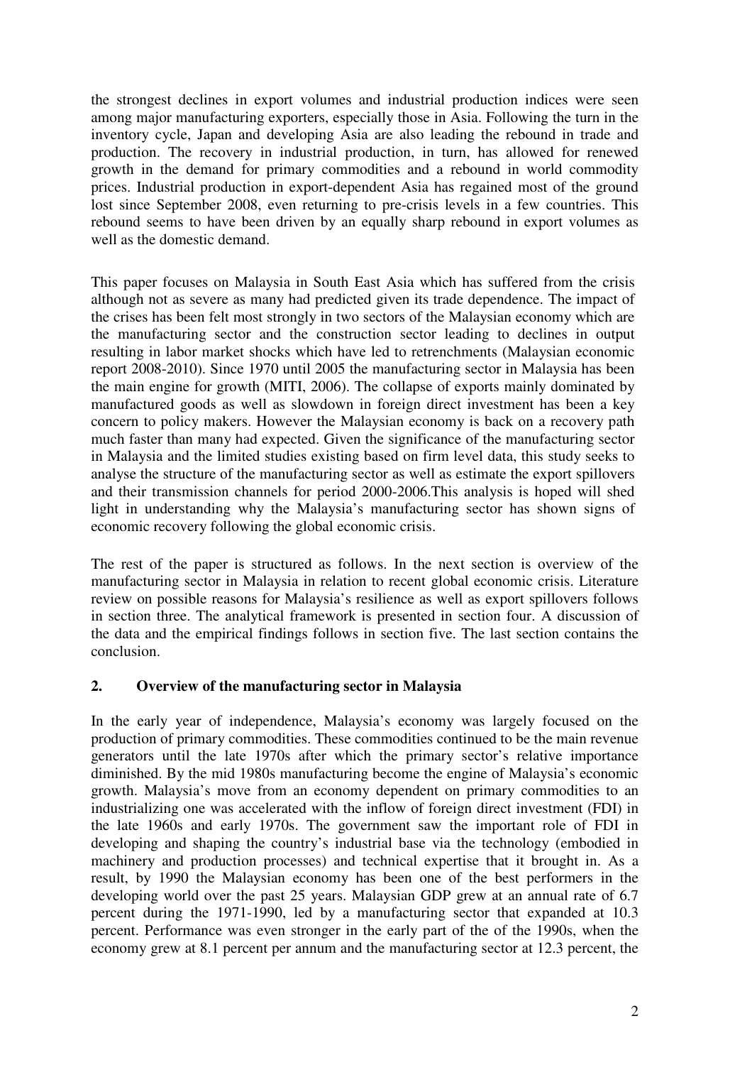the strongest declines in export volumes and industrial production indices were seen among major manufacturing exporters, especially those in Asia. Following the turn in the inventory cycle, Japan and developing Asia are also leading the rebound in trade and production. The recovery in industrial production, in turn, has allowed for renewed growth in the demand for primary commodities and a rebound in world commodity prices. Industrial production in export-dependent Asia has regained most of the ground lost since September 2008, even returning to pre-crisis levels in a few countries. This rebound seems to have been driven by an equally sharp rebound in export volumes as well as the domestic demand.

This paper focuses on Malaysia in South East Asia which has suffered from the crisis although not as severe as many had predicted given its trade dependence. The impact of the crises has been felt most strongly in two sectors of the Malaysian economy which are the manufacturing sector and the construction sector leading to declines in output resulting in labor market shocks which have led to retrenchments (Malaysian economic report 2008-2010). Since 1970 until 2005 the manufacturing sector in Malaysia has been the main engine for growth (MITI, 2006). The collapse of exports mainly dominated by manufactured goods as well as slowdown in foreign direct investment has been a key concern to policy makers. However the Malaysian economy is back on a recovery path much faster than many had expected. Given the significance of the manufacturing sector in Malaysia and the limited studies existing based on firm level data, this study seeks to analyse the structure of the manufacturing sector as well as estimate the export spillovers and their transmission channels for period 2000-2006.This analysis is hoped will shed light in understanding why the Malaysia's manufacturing sector has shown signs of economic recovery following the global economic crisis.

The rest of the paper is structured as follows. In the next section is overview of the manufacturing sector in Malaysia in relation to recent global economic crisis. Literature review on possible reasons for Malaysia's resilience as well as export spillovers follows in section three. The analytical framework is presented in section four. A discussion of the data and the empirical findings follows in section five. The last section contains the conclusion.

## 2. Overview of the manufacturing sector in Malaysia

In the early year of independence, Malaysia's economy was largely focused on the production of primary commodities. These commodities continued to be the main revenue generators until the late 1970s after which the primary sector's relative importance diminished. By the mid 1980s manufacturing become the engine of Malaysia's economic growth. Malaysia's move from an economy dependent on primary commodities to an industrializing one was accelerated with the inflow of foreign direct investment (FDI) in the late 1960s and early 1970s. The government saw the important role of FDI in developing and shaping the country's industrial base via the technology (embodied in machinery and production processes) and technical expertise that it brought in. As a result, by 1990 the Malaysian economy has been one of the best performers in the developing world over the past 25 years. Malaysian GDP grew at an annual rate of 6.7 percent during the 1971-1990, led by a manufacturing sector that expanded at 10.3 percent. Performance was even stronger in the early part of the of the 1990s, when the economy grew at 8.1 percent per annum and the manufacturing sector at 12.3 percent, the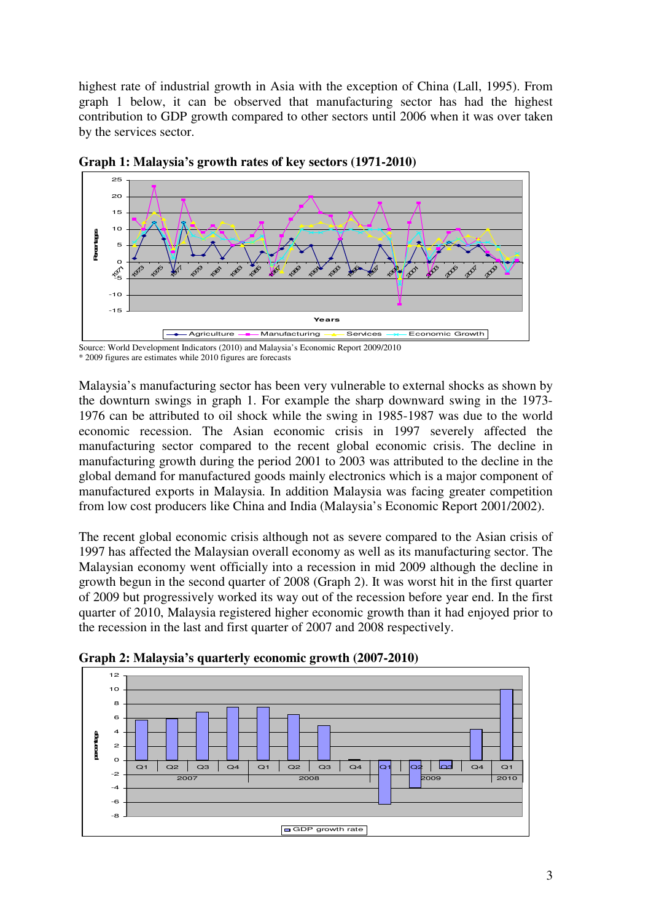highest rate of industrial growth in Asia with the exception of China (Lall, 1995). From graph 1 below, it can be observed that manufacturing sector has had the highest contribution to GDP growth compared to other sectors until 2006 when it was over taken by the services sector.

**Graph 1: Malaysia's growth rates of key sectors (1971-2010)**

Source: World Development Indicators (2010) and Malaysia's Economic Report 2009/2010
\* 2009 figures are estimates while 2010 figures are forecasts

Malaysia's manufacturing sector has been very vulnerable to external shocks as shown by the downturn swings in graph 1. For example the sharp downward swing in the 1973-1976 can be attributed to oil shock while the swing in 1985-1987 was due to the world economic recession. The Asian economic crisis in 1997 severely affected the manufacturing sector compared to the recent global economic crisis. The decline in manufacturing growth during the period 2001 to 2003 was attributed to the decline in the global demand for manufactured goods mainly electronics which is a major component of manufactured exports in Malaysia. In addition Malaysia was facing greater competition from low cost producers like China and India (Malaysia's Economic Report 2001/2002).

The recent global economic crisis although not as severe compared to the Asian crisis of 1997 has affected the Malaysian overall economy as well as its manufacturing sector. The Malaysian economy went officially into a recession in mid 2009 although the decline in growth begun in the second quarter of 2008 (Graph 2). It was worst hit in the first quarter of 2009 but progressively worked its way out of the recession before year end. In the first quarter of 2010, Malaysia registered higher economic growth than it had enjoyed prior to the recession in the last and first quarter of 2007 and 2008 respectively.

**Graph 2: Malaysia's quarterly economic growth (2007-2010)**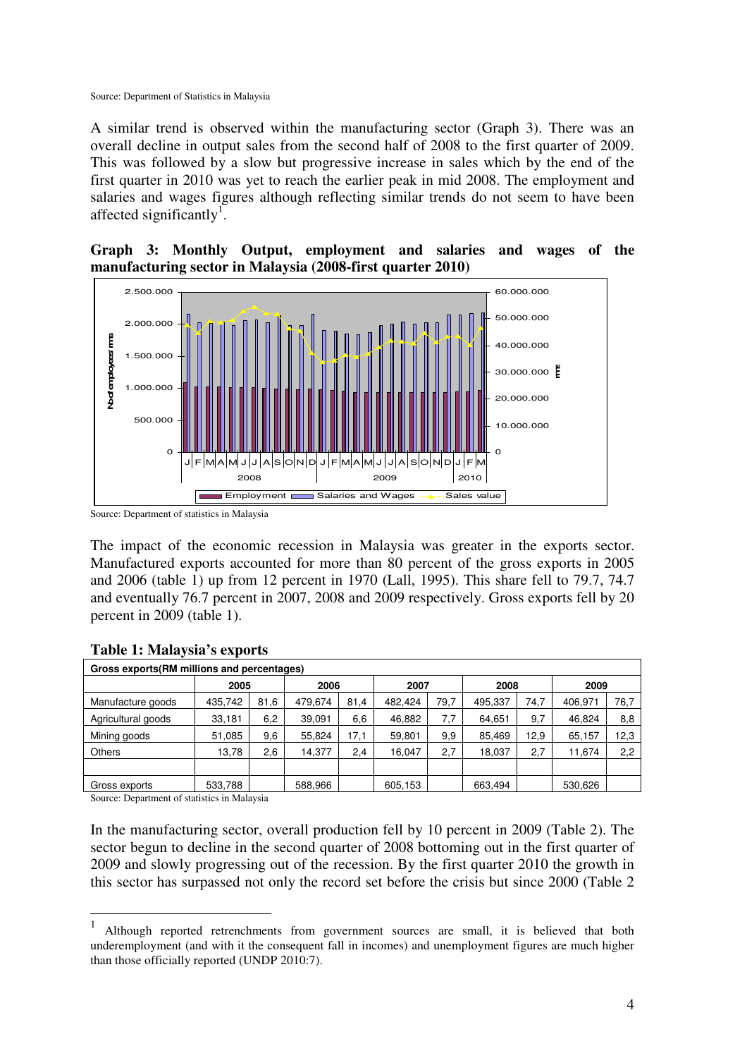Source: Department of Statistics in Malaysia

A similar trend is observed within the manufacturing sector (Graph 3). There was an overall decline in output sales from the second half of 2008 to the first quarter of 2009. This was followed by a slow but progressive increase in sales which by the end of the first quarter in 2010 was yet to reach the earlier peak in mid 2008. The employment and salaries and wages figures although reflecting similar trends do not seem to have been affected significantly[1].

**Graph 3: Monthly Output, employment and salaries and wages of the manufacturing sector in Malaysia (2008-first quarter 2010)**

Source: Department of statistics in Malaysia

The impact of the economic recession in Malaysia was greater in the exports sector. Manufactured exports accounted for more than 80 percent of the gross exports in 2005 and 2006 (table 1) up from 12 percent in 1970 (Lall, 1995). This share fell to 79.7, 74.7 and eventually 76.7 percent in 2007, 2008 and 2009 respectively. Gross exports fell by 20 percent in 2009 (table 1).

**Table 1: Malaysia's exports**

| Gross exports(RM millions and percentages) | | | | | | | | | | |
|---|---|---|---|---|---|---|---|---|---|---|
| | 2005 | | 2006 | | 2007 | | 2008 | | 2009 | |
| Manufacture goods | 435,742 | 81,6 | 479,674 | 81,4 | 482,424 | 79,7 | 495,337 | 74,7 | 406,971 | 76,7 |
| Agricultural goods | 33,181 | 6,2 | 39,091 | 6,6 | 46,882 | 7,7 | 64,651 | 9,7 | 46,824 | 8,8 |
| Mining goods | 51,085 | 9,6 | 55,824 | 17,1 | 59,801 | 9,9 | 85,469 | 12,9 | 65,157 | 12,3 |
| Others | 13,78 | 2,6 | 14,377 | 2,4 | 16,047 | 2,7 | 18,037 | 2,7 | 11,674 | 2,2 |
| | | | | | | | | | | |
| Gross exports | 533,788 | | 588,966 | | 605,153 | | 663,494 | | 530,626 | |

Source: Department of statistics in Malaysia

In the manufacturing sector, overall production fell by 10 percent in 2009 (Table 2). The sector begun to decline in the second quarter of 2008 bottoming out in the first quarter of 2009 and slowly progressing out of the recession. By the first quarter 2010 the growth in this sector has surpassed not only the record set before the crisis but since 2000 (Table 2

---

[1] Although reported retrenchments from government sources are small, it is believed that both underemployment (and with it the consequent fall in incomes) and unemployment figures are much higher than those officially reported (UNDP 2010:7).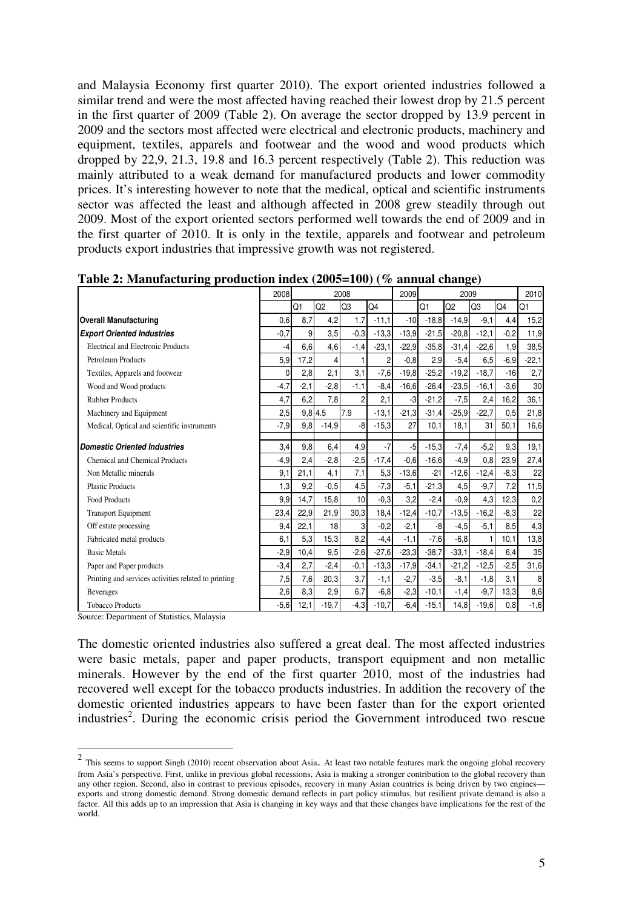and Malaysia Economy first quarter 2010). The export oriented industries followed a similar trend and were the most affected having reached their lowest drop by 21.5 percent in the first quarter of 2009 (Table 2). On average the sector dropped by 13.9 percent in 2009 and the sectors most affected were electrical and electronic products, machinery and equipment, textiles, apparels and footwear and the wood and wood products which dropped by 22,9, 21.3, 19.8 and 16.3 percent respectively (Table 2). This reduction was mainly attributed to a weak demand for manufactured products and lower commodity prices. It's interesting however to note that the medical, optical and scientific instruments sector was affected the least and although affected in 2008 grew steadily through out 2009. Most of the export oriented sectors performed well towards the end of 2009 and in the first quarter of 2010. It is only in the textile, apparels and footwear and petroleum products export industries that impressive growth was not registered.

**Table 2: Manufacturing production index (2005=100) (% annual change)**

| | 2008 | 2008 | | | | 2009 | 2009 | | | | 2010 |
|---|---|---|---|---|---|---|---|---|---|---|---|
| | | Q1 | Q2 | Q3 | Q4 | | Q1 | Q2 | Q3 | Q4 | Q1 |
| **Overall Manufacturing** | 0,6 | 8,7 | 4,2 | 1,7 | -11,1 | -10 | -18,8 | -14,9 | -9,1 | 4,4 | 15,2 |
| ***Export Oriented Industries*** | -0,7 | 9 | 3,5 | -0,3 | -13,3 | -13,9 | -21,5 | -20,8 | -12,1 | -0,2 | 11,9 |
| Electrical and Electronic Products | -4 | 6,6 | 4,6 | -1,4 | -23,1 | -22,9 | -35,8 | -31,4 | -22,6 | 1,9 | 38,5 |
| Petroleum Products | 5,9 | 17,2 | 4 | 1 | 2 | -0,8 | 2,9 | -5,4 | 6,5 | -6,9 | -22,1 |
| Textiles, Apparels and footwear | 0 | 2,8 | 2,1 | 3,1 | -7,6 | -19,8 | -25,2 | -19,2 | -18,7 | -16 | 2,7 |
| Wood and Wood products | -4,7 | -2,1 | -2,8 | -1,1 | -8,4 | -16,6 | -26,4 | -23,5 | -16,1 | -3,6 | 30 |
| Rubber Products | 4,7 | 6,2 | 7,8 | 2 | 2,1 | -3 | -21,2 | -7,5 | 2,4 | 16,2 | 36,1 |
| Machinery and Equipment | 2,5 | 9,8 | 4.5 | 7.9 | -13,1 | -21,3 | -31,4 | -25,9 | -22,7 | 0,5 | 21,8 |
| Medical, Optical and scientific instruments | -7,9 | 9,8 | -14,9 | -8 | -15,3 | 27 | 10,1 | 18,1 | 31 | 50,1 | 16,6 |
| ***Domestic Oriented Industries*** | 3,4 | 9,8 | 6,4 | 4,9 | -7 | -5 | -15,3 | -7,4 | -5,2 | 9,3 | 19,1 |
| Chemical and Chemical Products | -4,9 | 2,4 | -2,8 | -2,5 | -17,4 | -0,6 | -16,6 | -4,9 | 0,8 | 23,9 | 27,4 |
| Non Metallic minerals | 9,1 | 21,1 | 4,1 | 7,1 | 5,3 | -13,6 | -21 | -12,6 | -12,4 | -8,3 | 22 |
| Plastic Products | 1,3 | 9,2 | -0,5 | 4,5 | -7,3 | -5,1 | -21,3 | 4,5 | -9,7 | 7,2 | 11,5 |
| Food Products | 9,9 | 14,7 | 15,8 | 10 | -0,3 | 3,2 | -2,4 | -0,9 | 4,3 | 12,3 | 0,2 |
| Transport Equipment | 23,4 | 22,9 | 21,9 | 30,3 | 18,4 | -12,4 | -10,7 | -13,5 | -16,2 | -8,3 | 22 |
| Off estate processing | 9,4 | 22,1 | 18 | 3 | -0,2 | -2,1 | -8 | -4,5 | -5,1 | 8,5 | 4,3 |
| Fabricated metal products | 6,1 | 5,3 | 15,3 | 8,2 | -4,4 | -1,1 | -7,6 | -6,8 | 1 | 10,1 | 13,8 |
| Basic Metals | -2,9 | 10,4 | 9,5 | -2,6 | -27,6 | -23,3 | -38,7 | -33,1 | -18,4 | 6,4 | 35 |
| Paper and Paper products | -3,4 | 2,7 | -2,4 | -0,1 | -13,3 | -17,9 | -34,1 | -21,2 | -12,5 | -2,5 | 31,6 |
| Printing and services activities related to printing | 7,5 | 7,6 | 20,3 | 3,7 | -1,1 | -2,7 | -3,5 | -8,1 | -1,8 | 3,1 | 8 |
| Beverages | 2,6 | 8,3 | 2,9 | 6,7 | -6,8 | -2,3 | -10,1 | -1,4 | -9,7 | 13,3 | 8,6 |
| Tobacco Products | -5,6 | 12,1 | -19,7 | -4,3 | -10,7 | -6,4 | -15,1 | 14,8 | -19,6 | 0,8 | -1,6 |

Source: Department of Statistics, Malaysia

The domestic oriented industries also suffered a great deal. The most affected industries were basic metals, paper and paper products, transport equipment and non metallic minerals. However by the end of the first quarter 2010, most of the industries had recovered well except for the tobacco products industries. In addition the recovery of the domestic oriented industries appears to have been faster than for the export oriented industries[2]. During the economic crisis period the Government introduced two rescue

[2] This seems to support Singh (2010) recent observation about Asia. At least two notable features mark the ongoing global recovery from Asia's perspective. First, unlike in previous global recessions, Asia is making a stronger contribution to the global recovery than any other region. Second, also in contrast to previous episodes, recovery in many Asian countries is being driven by two engines—exports and strong domestic demand. Strong domestic demand reflects in part policy stimulus, but resilient private demand is also a factor. All this adds up to an impression that Asia is changing in key ways and that these changes have implications for the rest of the world.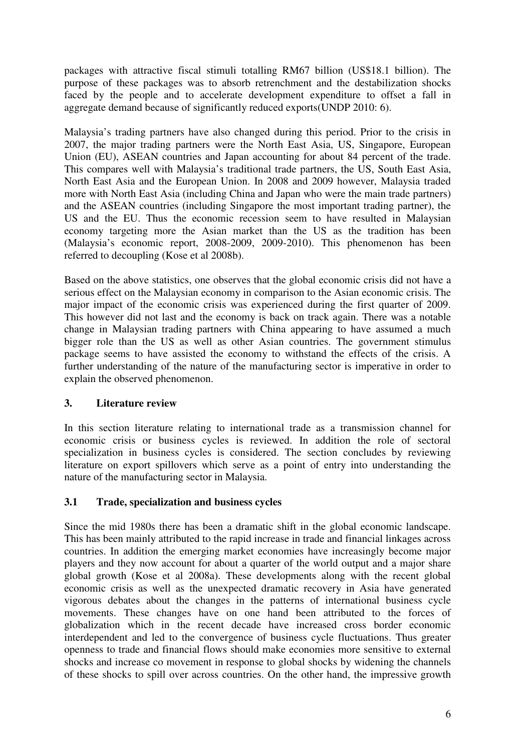packages with attractive fiscal stimuli totalling RM67 billion (US$18.1 billion). The purpose of these packages was to absorb retrenchment and the destabilization shocks faced by the people and to accelerate development expenditure to offset a fall in aggregate demand because of significantly reduced exports(UNDP 2010: 6).

Malaysia's trading partners have also changed during this period. Prior to the crisis in 2007, the major trading partners were the North East Asia, US, Singapore, European Union (EU), ASEAN countries and Japan accounting for about 84 percent of the trade. This compares well with Malaysia's traditional trade partners, the US, South East Asia, North East Asia and the European Union. In 2008 and 2009 however, Malaysia traded more with North East Asia (including China and Japan who were the main trade partners) and the ASEAN countries (including Singapore the most important trading partner), the US and the EU. Thus the economic recession seem to have resulted in Malaysian economy targeting more the Asian market than the US as the tradition has been (Malaysia's economic report, 2008-2009, 2009-2010). This phenomenon has been referred to decoupling (Kose et al 2008b).

Based on the above statistics, one observes that the global economic crisis did not have a serious effect on the Malaysian economy in comparison to the Asian economic crisis. The major impact of the economic crisis was experienced during the first quarter of 2009. This however did not last and the economy is back on track again. There was a notable change in Malaysian trading partners with China appearing to have assumed a much bigger role than the US as well as other Asian countries. The government stimulus package seems to have assisted the economy to withstand the effects of the crisis. A further understanding of the nature of the manufacturing sector is imperative in order to explain the observed phenomenon.

## 3. Literature review

In this section literature relating to international trade as a transmission channel for economic crisis or business cycles is reviewed. In addition the role of sectoral specialization in business cycles is considered. The section concludes by reviewing literature on export spillovers which serve as a point of entry into understanding the nature of the manufacturing sector in Malaysia.

### 3.1 Trade, specialization and business cycles

Since the mid 1980s there has been a dramatic shift in the global economic landscape. This has been mainly attributed to the rapid increase in trade and financial linkages across countries. In addition the emerging market economies have increasingly become major players and they now account for about a quarter of the world output and a major share global growth (Kose et al 2008a). These developments along with the recent global economic crisis as well as the unexpected dramatic recovery in Asia have generated vigorous debates about the changes in the patterns of international business cycle movements. These changes have on one hand been attributed to the forces of globalization which in the recent decade have increased cross border economic interdependent and led to the convergence of business cycle fluctuations. Thus greater openness to trade and financial flows should make economies more sensitive to external shocks and increase co movement in response to global shocks by widening the channels of these shocks to spill over across countries. On the other hand, the impressive growth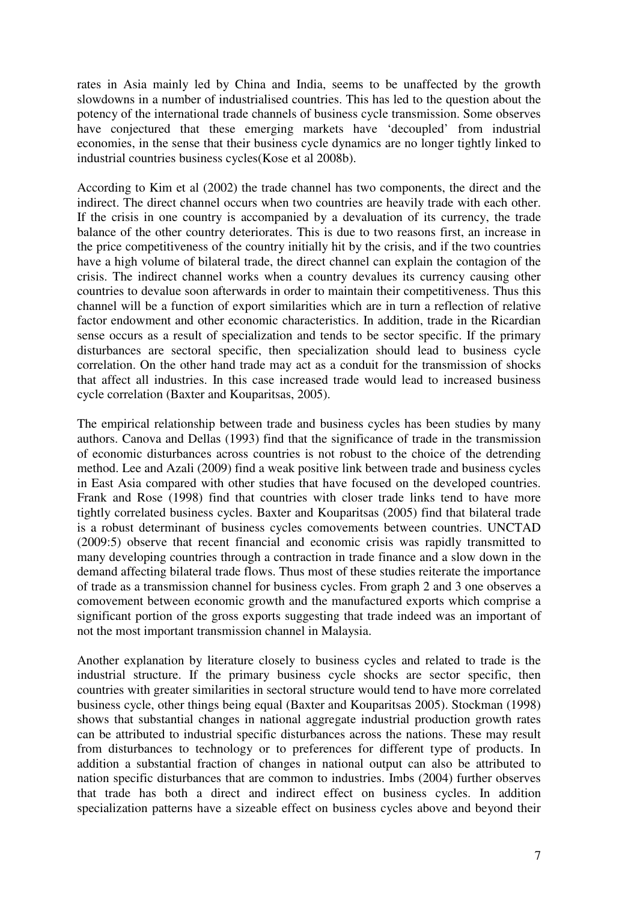rates in Asia mainly led by China and India, seems to be unaffected by the growth slowdowns in a number of industrialised countries. This has led to the question about the potency of the international trade channels of business cycle transmission. Some observes have conjectured that these emerging markets have 'decoupled' from industrial economies, in the sense that their business cycle dynamics are no longer tightly linked to industrial countries business cycles(Kose et al 2008b).

According to Kim et al (2002) the trade channel has two components, the direct and the indirect. The direct channel occurs when two countries are heavily trade with each other. If the crisis in one country is accompanied by a devaluation of its currency, the trade balance of the other country deteriorates. This is due to two reasons first, an increase in the price competitiveness of the country initially hit by the crisis, and if the two countries have a high volume of bilateral trade, the direct channel can explain the contagion of the crisis. The indirect channel works when a country devalues its currency causing other countries to devalue soon afterwards in order to maintain their competitiveness. Thus this channel will be a function of export similarities which are in turn a reflection of relative factor endowment and other economic characteristics. In addition, trade in the Ricardian sense occurs as a result of specialization and tends to be sector specific. If the primary disturbances are sectoral specific, then specialization should lead to business cycle correlation. On the other hand trade may act as a conduit for the transmission of shocks that affect all industries. In this case increased trade would lead to increased business cycle correlation (Baxter and Kouparitsas, 2005).

The empirical relationship between trade and business cycles has been studies by many authors. Canova and Dellas (1993) find that the significance of trade in the transmission of economic disturbances across countries is not robust to the choice of the detrending method. Lee and Azali (2009) find a weak positive link between trade and business cycles in East Asia compared with other studies that have focused on the developed countries. Frank and Rose (1998) find that countries with closer trade links tend to have more tightly correlated business cycles. Baxter and Kouparitsas (2005) find that bilateral trade is a robust determinant of business cycles comovements between countries. UNCTAD (2009:5) observe that recent financial and economic crisis was rapidly transmitted to many developing countries through a contraction in trade finance and a slow down in the demand affecting bilateral trade flows. Thus most of these studies reiterate the importance of trade as a transmission channel for business cycles. From graph 2 and 3 one observes a comovement between economic growth and the manufactured exports which comprise a significant portion of the gross exports suggesting that trade indeed was an important of not the most important transmission channel in Malaysia.

Another explanation by literature closely to business cycles and related to trade is the industrial structure. If the primary business cycle shocks are sector specific, then countries with greater similarities in sectoral structure would tend to have more correlated business cycle, other things being equal (Baxter and Kouparitsas 2005). Stockman (1998) shows that substantial changes in national aggregate industrial production growth rates can be attributed to industrial specific disturbances across the nations. These may result from disturbances to technology or to preferences for different type of products. In addition a substantial fraction of changes in national output can also be attributed to nation specific disturbances that are common to industries. Imbs (2004) further observes that trade has both a direct and indirect effect on business cycles. In addition specialization patterns have a sizeable effect on business cycles above and beyond their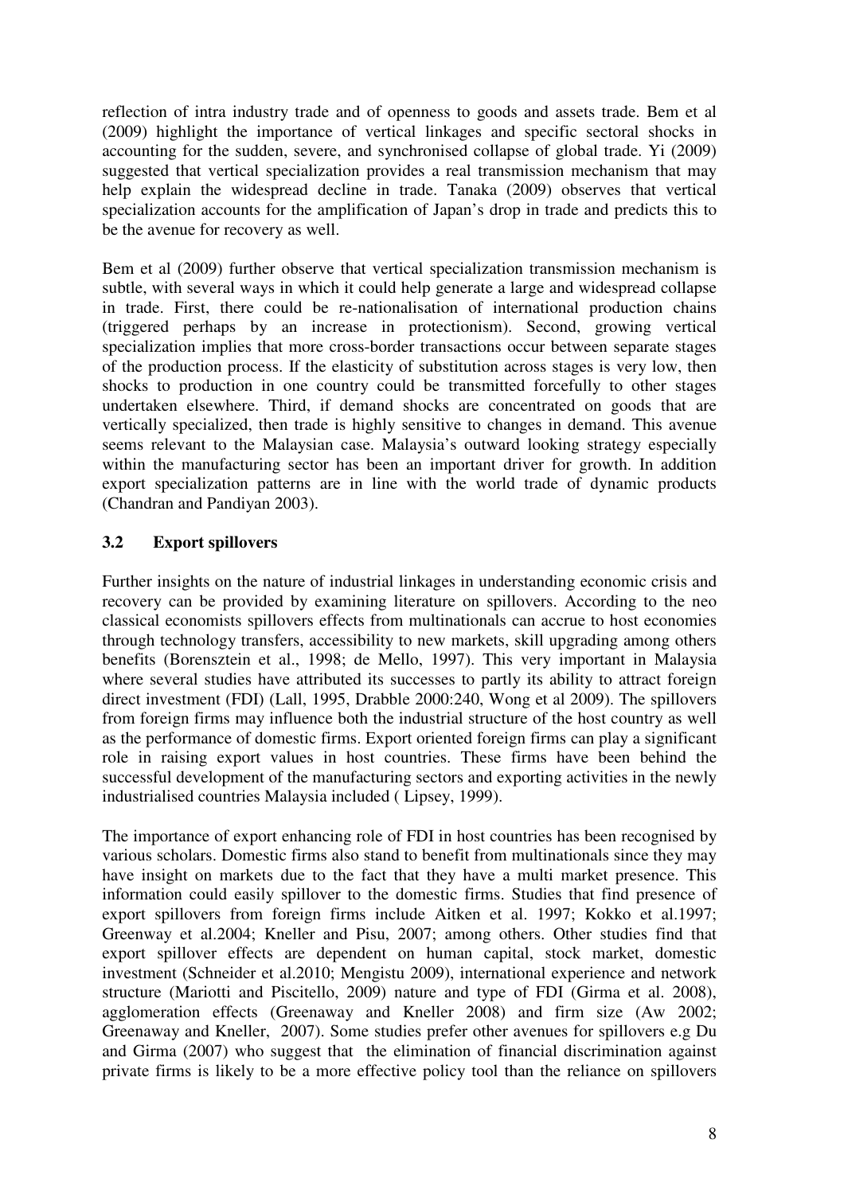reflection of intra industry trade and of openness to goods and assets trade. Bem et al (2009) highlight the importance of vertical linkages and specific sectoral shocks in accounting for the sudden, severe, and synchronised collapse of global trade. Yi (2009) suggested that vertical specialization provides a real transmission mechanism that may help explain the widespread decline in trade. Tanaka (2009) observes that vertical specialization accounts for the amplification of Japan's drop in trade and predicts this to be the avenue for recovery as well.

Bem et al (2009) further observe that vertical specialization transmission mechanism is subtle, with several ways in which it could help generate a large and widespread collapse in trade. First, there could be re-nationalisation of international production chains (triggered perhaps by an increase in protectionism). Second, growing vertical specialization implies that more cross-border transactions occur between separate stages of the production process. If the elasticity of substitution across stages is very low, then shocks to production in one country could be transmitted forcefully to other stages undertaken elsewhere. Third, if demand shocks are concentrated on goods that are vertically specialized, then trade is highly sensitive to changes in demand. This avenue seems relevant to the Malaysian case. Malaysia's outward looking strategy especially within the manufacturing sector has been an important driver for growth. In addition export specialization patterns are in line with the world trade of dynamic products (Chandran and Pandiyan 2003).

### 3.2 Export spillovers

Further insights on the nature of industrial linkages in understanding economic crisis and recovery can be provided by examining literature on spillovers. According to the neo classical economists spillovers effects from multinationals can accrue to host economies through technology transfers, accessibility to new markets, skill upgrading among others benefits (Borensztein et al., 1998; de Mello, 1997). This very important in Malaysia where several studies have attributed its successes to partly its ability to attract foreign direct investment (FDI) (Lall, 1995, Drabble 2000:240, Wong et al 2009). The spillovers from foreign firms may influence both the industrial structure of the host country as well as the performance of domestic firms. Export oriented foreign firms can play a significant role in raising export values in host countries. These firms have been behind the successful development of the manufacturing sectors and exporting activities in the newly industrialised countries Malaysia included ( Lipsey, 1999).

The importance of export enhancing role of FDI in host countries has been recognised by various scholars. Domestic firms also stand to benefit from multinationals since they may have insight on markets due to the fact that they have a multi market presence. This information could easily spillover to the domestic firms. Studies that find presence of export spillovers from foreign firms include Aitken et al. 1997; Kokko et al.1997; Greenway et al.2004; Kneller and Pisu, 2007; among others. Other studies find that export spillover effects are dependent on human capital, stock market, domestic investment (Schneider et al.2010; Mengistu 2009), international experience and network structure (Mariotti and Piscitello, 2009) nature and type of FDI (Girma et al. 2008), agglomeration effects (Greenaway and Kneller 2008) and firm size (Aw 2002; Greenaway and Kneller, 2007). Some studies prefer other avenues for spillovers e.g Du and Girma (2007) who suggest that the elimination of financial discrimination against private firms is likely to be a more effective policy tool than the reliance on spillovers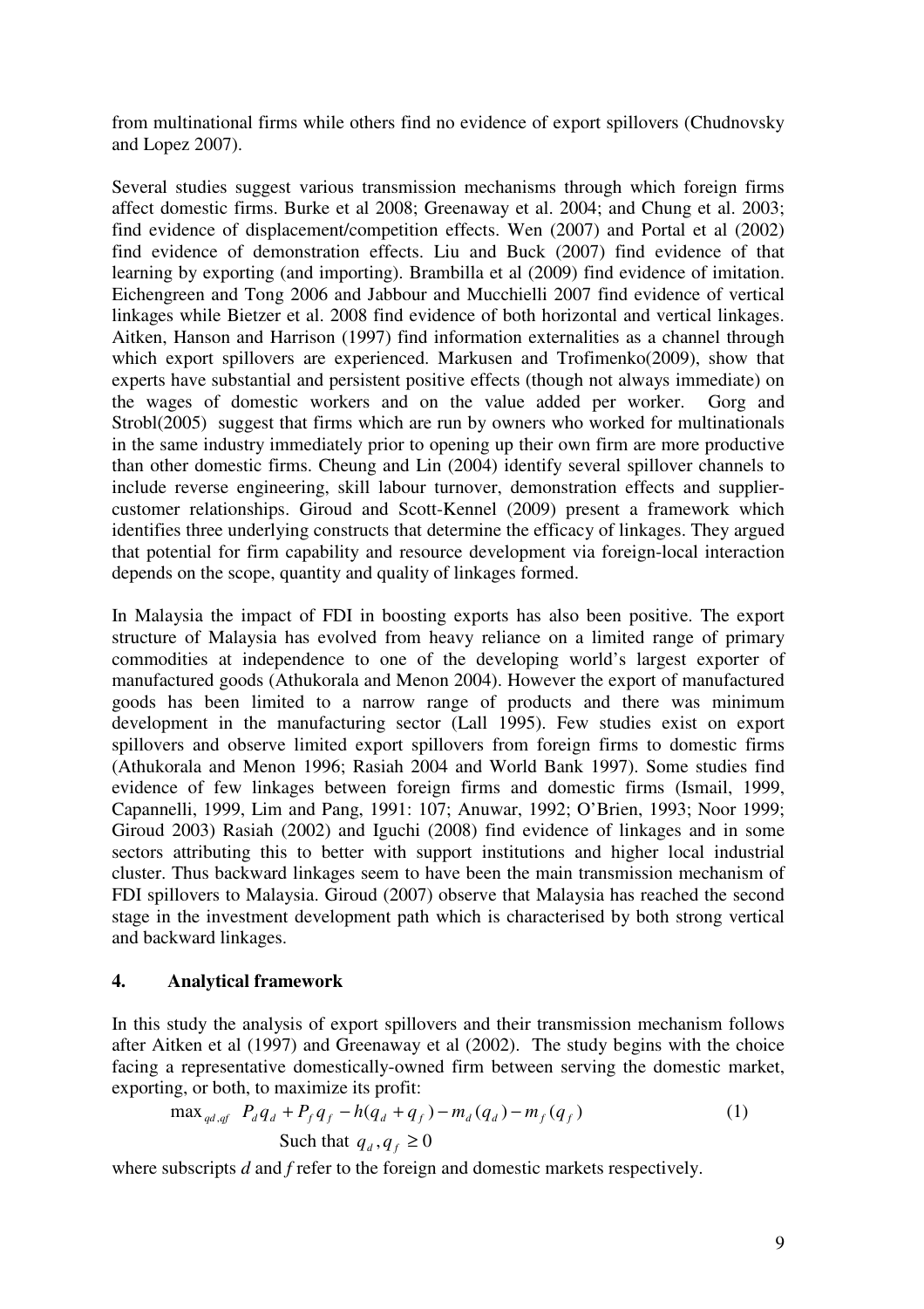from multinational firms while others find no evidence of export spillovers (Chudnovsky and Lopez 2007).

Several studies suggest various transmission mechanisms through which foreign firms affect domestic firms. Burke et al 2008; Greenaway et al. 2004; and Chung et al. 2003; find evidence of displacement/competition effects. Wen (2007) and Portal et al (2002) find evidence of demonstration effects. Liu and Buck (2007) find evidence of that learning by exporting (and importing). Brambilla et al (2009) find evidence of imitation. Eichengreen and Tong 2006 and Jabbour and Mucchielli 2007 find evidence of vertical linkages while Bietzer et al. 2008 find evidence of both horizontal and vertical linkages. Aitken, Hanson and Harrison (1997) find information externalities as a channel through which export spillovers are experienced. Markusen and Trofimenko(2009), show that experts have substantial and persistent positive effects (though not always immediate) on the wages of domestic workers and on the value added per worker. Gorg and Strobl(2005) suggest that firms which are run by owners who worked for multinationals in the same industry immediately prior to opening up their own firm are more productive than other domestic firms. Cheung and Lin (2004) identify several spillover channels to include reverse engineering, skill labour turnover, demonstration effects and supplier-customer relationships. Giroud and Scott-Kennel (2009) present a framework which identifies three underlying constructs that determine the efficacy of linkages. They argued that potential for firm capability and resource development via foreign-local interaction depends on the scope, quantity and quality of linkages formed.

In Malaysia the impact of FDI in boosting exports has also been positive. The export structure of Malaysia has evolved from heavy reliance on a limited range of primary commodities at independence to one of the developing world's largest exporter of manufactured goods (Athukorala and Menon 2004). However the export of manufactured goods has been limited to a narrow range of products and there was minimum development in the manufacturing sector (Lall 1995). Few studies exist on export spillovers and observe limited export spillovers from foreign firms to domestic firms (Athukorala and Menon 1996; Rasiah 2004 and World Bank 1997). Some studies find evidence of few linkages between foreign firms and domestic firms (Ismail, 1999, Capannelli, 1999, Lim and Pang, 1991: 107; Anuwar, 1992; O'Brien, 1993; Noor 1999; Giroud 2003) Rasiah (2002) and Iguchi (2008) find evidence of linkages and in some sectors attributing this to better with support institutions and higher local industrial cluster. Thus backward linkages seem to have been the main transmission mechanism of FDI spillovers to Malaysia. Giroud (2007) observe that Malaysia has reached the second stage in the investment development path which is characterised by both strong vertical and backward linkages.

## 4. Analytical framework

In this study the analysis of export spillovers and their transmission mechanism follows after Aitken et al (1997) and Greenaway et al (2002). The study begins with the choice facing a representative domestically-owned firm between serving the domestic market, exporting, or both, to maximize its profit:

$$\max_{qd,qf} \; P_d q_d + P_f q_f - h(q_d + q_f) - m_d(q_d) - m_f(q_f) \qquad (1)$$

$$\text{Such that } q_d, q_f \geq 0$$

where subscripts *d* and *f* refer to the foreign and domestic markets respectively.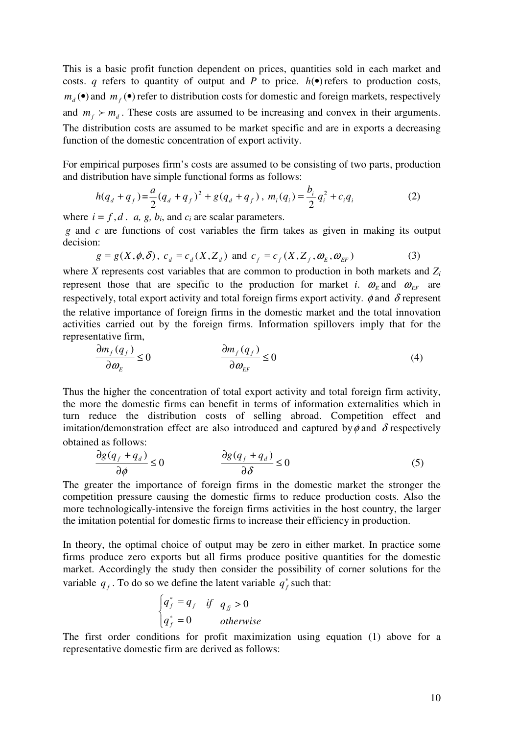This is a basic profit function dependent on prices, quantities sold in each market and costs. $q$ refers to quantity of output and $P$ to price. $h(\bullet)$ refers to production costs, $m_d(\bullet)$ and $m_f(\bullet)$ refer to distribution costs for domestic and foreign markets, respectively and $m_f \succ m_d$. These costs are assumed to be increasing and convex in their arguments. The distribution costs are assumed to be market specific and are in exports a decreasing function of the domestic concentration of export activity.

For empirical purposes firm's costs are assumed to be consisting of two parts, production and distribution have simple functional forms as follows:

$$h(q_d + q_f) = \frac{a}{2}(q_d + q_f)^2 + g(q_d + q_f)\,,\; m_i(q_i) = \frac{b_i}{2}q_i^2 + c_i q_i \tag{2}$$

where $i = f, d$. $a$, $g$, $b_i$, and $c_i$ are scalar parameters.

$g$ and $c$ are functions of cost variables the firm takes as given in making its output decision:

$$g = g(X, \phi, \delta)\,,\; c_d = c_d(X, Z_d) \text{ and } c_f = c_f(X, Z_f, \omega_E, \omega_{EF}) \tag{3}$$

where $X$ represents cost variables that are common to production in both markets and $Z_i$ represent those that are specific to the production for market $i$. $\omega_E$ and $\omega_{EF}$ are respectively, total export activity and total foreign firms export activity. $\phi$ and $\delta$ represent the relative importance of foreign firms in the domestic market and the total innovation activities carried out by the foreign firms. Information spillovers imply that for the representative firm,

$$\frac{\partial m_f(q_f)}{\partial \omega_E} \leq 0 \qquad\qquad \frac{\partial m_f(q_f)}{\partial \omega_{EF}} \leq 0 \tag{4}$$

Thus the higher the concentration of total export activity and total foreign firm activity, the more the domestic firms can benefit in terms of information externalities which in turn reduce the distribution costs of selling abroad. Competition effect and imitation/demonstration effect are also introduced and captured by $\phi$ and $\delta$ respectively obtained as follows:

$$\frac{\partial g(q_f + q_d)}{\partial \phi} \leq 0 \qquad\qquad \frac{\partial g(q_f + q_d)}{\partial \delta} \leq 0 \tag{5}$$

The greater the importance of foreign firms in the domestic market the stronger the competition pressure causing the domestic firms to reduce production costs. Also the more technologically-intensive the foreign firms activities in the host country, the larger the imitation potential for domestic firms to increase their efficiency in production.

In theory, the optimal choice of output may be zero in either market. In practice some firms produce zero exports but all firms produce positive quantities for the domestic market. Accordingly the study then consider the possibility of corner solutions for the variable $q_f$. To do so we define the latent variable $q_f^*$ such that:

$$\begin{cases} q_f^* = q_f & if \quad q_{fi} > 0 \\ q_f^* = 0 & otherwise \end{cases}$$

The first order conditions for profit maximization using equation (1) above for a representative domestic firm are derived as follows: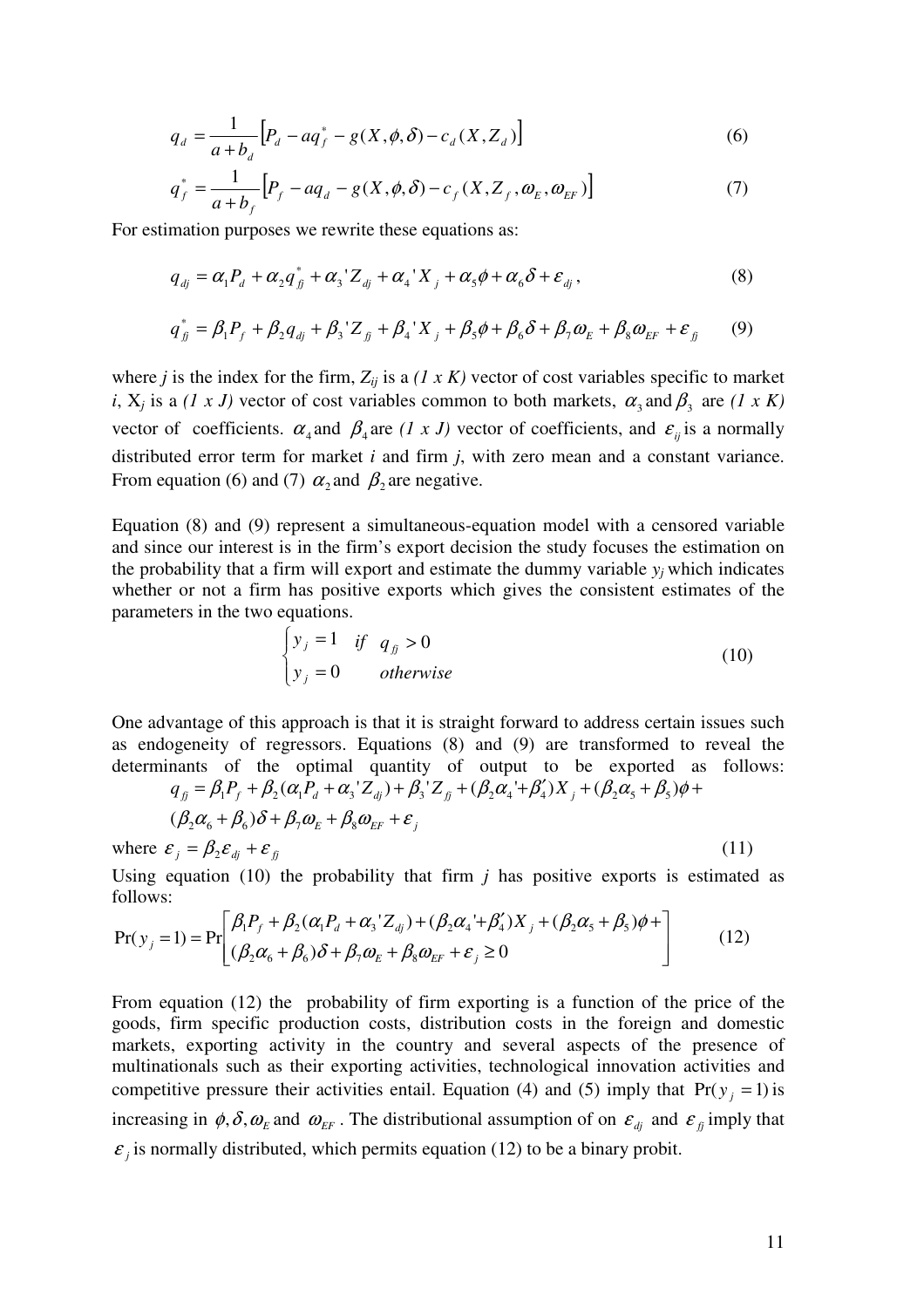$$q_d = \frac{1}{a+b_d}\left[P_d - aq_f^* - g(X,\phi,\delta) - c_d(X,Z_d)\right] \tag{6}$$

$$q_f^* = \frac{1}{a+b_f}\left[P_f - aq_d - g(X,\phi,\delta) - c_f(X,Z_f,\omega_E,\omega_{EF})\right] \tag{7}$$

For estimation purposes we rewrite these equations as:

$$q_{dj} = \alpha_1 P_d + \alpha_2 q_{fj}^* + \alpha_3' Z_{dj} + \alpha_4' X_j + \alpha_5\phi + \alpha_6\delta + \varepsilon_{dj}, \tag{8}$$

$$q_{fj}^* = \beta_1 P_f + \beta_2 q_{dj} + \beta_3' Z_{fj} + \beta_4' X_j + \beta_5\phi + \beta_6\delta + \beta_7\omega_E + \beta_8\omega_{EF} + \varepsilon_{fj} \tag{9}$$

where $j$ is the index for the firm, $Z_{ij}$ is a *(1 x K)* vector of cost variables specific to market $i$, $X_j$ is a *(1 x J)* vector of cost variables common to both markets, $\alpha_3$ and $\beta_3$ are *(1 x K)* vector of coefficients. $\alpha_4$ and $\beta_4$ are *(1 x J)* vector of coefficients, and $\varepsilon_{ij}$ is a normally distributed error term for market $i$ and firm $j$, with zero mean and a constant variance. From equation (6) and (7) $\alpha_2$ and $\beta_2$ are negative.

Equation (8) and (9) represent a simultaneous-equation model with a censored variable and since our interest is in the firm's export decision the study focuses the estimation on the probability that a firm will export and estimate the dummy variable $y_j$ which indicates whether or not a firm has positive exports which gives the consistent estimates of the parameters in the two equations.

$$\begin{cases} y_j = 1 & if \quad q_{fj} > 0 \\ y_j = 0 & otherwise \end{cases} \tag{10}$$

One advantage of this approach is that it is straight forward to address certain issues such as endogeneity of regressors. Equations (8) and (9) are transformed to reveal the determinants of the optimal quantity of output to be exported as follows:

$$q_{fj} = \beta_1 P_f + \beta_2(\alpha_1 P_d + \alpha_3' Z_{dj}) + \beta_3' Z_{fj} + (\beta_2\alpha_4' + \beta_4')X_j + (\beta_2\alpha_5 + \beta_5)\phi +$$
$$(\beta_2\alpha_6 + \beta_6)\delta + \beta_7\omega_E + \beta_8\omega_{EF} + \varepsilon_j$$

where $\varepsilon_j = \beta_2\varepsilon_{dj} + \varepsilon_{fj}$ (11)

Using equation (10) the probability that firm $j$ has positive exports is estimated as follows:

$$\Pr(y_j = 1) = \Pr\left[\begin{array}{l}\beta_1 P_f + \beta_2(\alpha_1 P_d + \alpha_3' Z_{dj}) + (\beta_2\alpha_4' + \beta_4')X_j + (\beta_2\alpha_5 + \beta_5)\phi + \\ (\beta_2\alpha_6 + \beta_6)\delta + \beta_7\omega_E + \beta_8\omega_{EF} + \varepsilon_j \geq 0\end{array}\right] \tag{12}$$

From equation (12) the probability of firm exporting is a function of the price of the goods, firm specific production costs, distribution costs in the foreign and domestic markets, exporting activity in the country and several aspects of the presence of multinationals such as their exporting activities, technological innovation activities and competitive pressure their activities entail. Equation (4) and (5) imply that $\Pr(y_j = 1)$ is increasing in $\phi, \delta, \omega_E$ and $\omega_{EF}$. The distributional assumption of on $\varepsilon_{dj}$ and $\varepsilon_{fj}$ imply that $\varepsilon_j$ is normally distributed, which permits equation (12) to be a binary probit.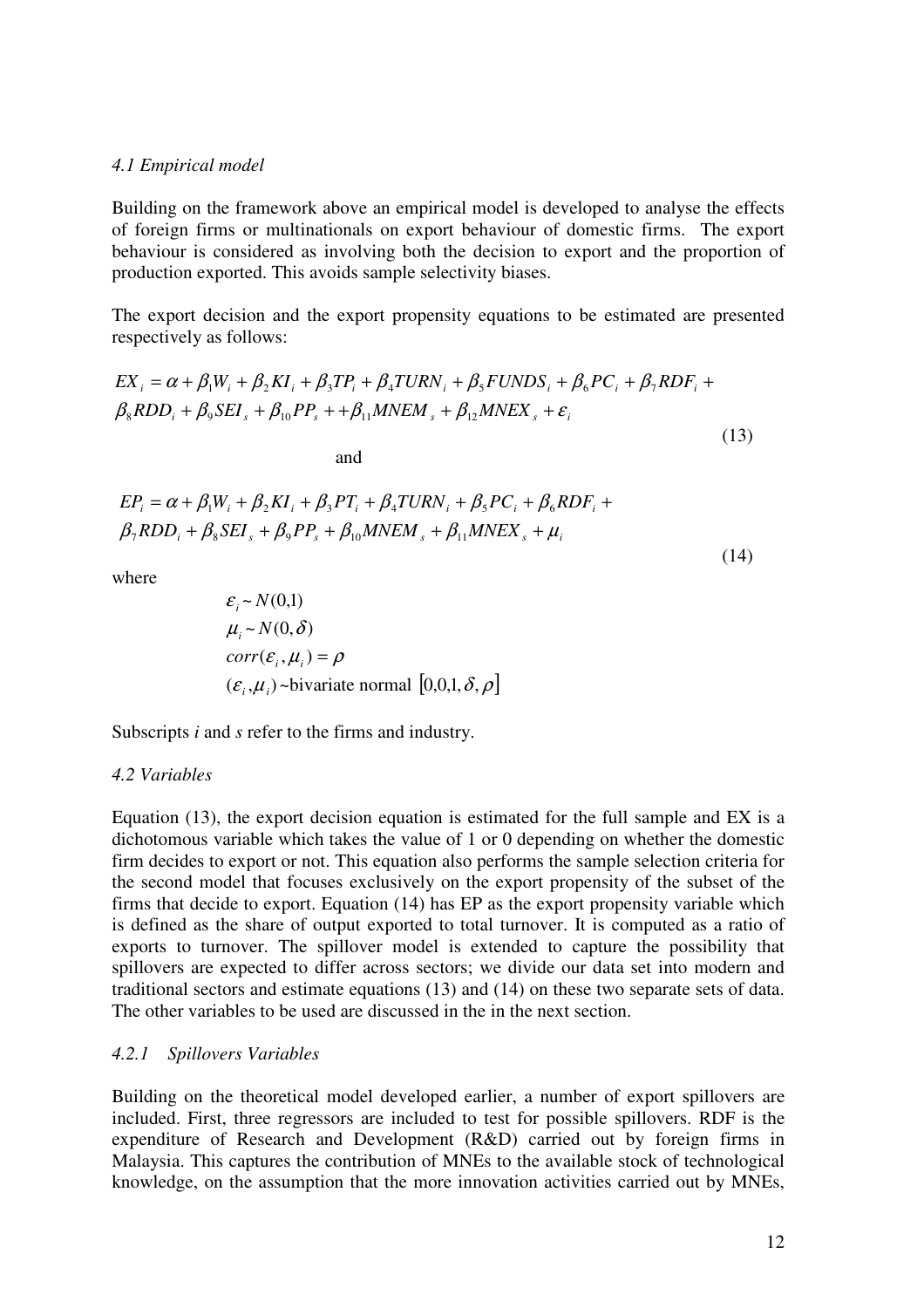*4.1 Empirical model*

Building on the framework above an empirical model is developed to analyse the effects of foreign firms or multinationals on export behaviour of domestic firms. The export behaviour is considered as involving both the decision to export and the proportion of production exported. This avoids sample selectivity biases.

The export decision and the export propensity equations to be estimated are presented respectively as follows:

$$EX_i = \alpha + \beta_1 W_i + \beta_2 KI_i + \beta_3 TP_i + \beta_4 TURN_i + \beta_5 FUNDS_i + \beta_6 PC_i + \beta_7 RDF_i + \beta_8 RDD_i + \beta_9 SEI_s + \beta_{10} PP_s + + \beta_{11} MNEM_s + \beta_{12} MNEX_s + \varepsilon_i \tag{13}$$

and

$$EP_i = \alpha + \beta_1 W_i + \beta_2 KI_i + \beta_3 PT_i + \beta_4 TURN_i + \beta_5 PC_i + \beta_6 RDF_i + \beta_7 RDD_i + \beta_8 SEI_s + \beta_9 PP_s + \beta_{10} MNEM_s + \beta_{11} MNEX_s + \mu_i \tag{14}$$

where

$$\varepsilon_i \sim N(0,1)$$
$$\mu_i \sim N(0,\delta)$$
$$corr(\varepsilon_i, \mu_i) = \rho$$
$$(\varepsilon_i, \mu_i) \sim \text{bivariate normal } [0,0,1,\delta,\rho]$$

Subscripts *i* and *s* refer to the firms and industry.

*4.2 Variables*

Equation (13), the export decision equation is estimated for the full sample and EX is a dichotomous variable which takes the value of 1 or 0 depending on whether the domestic firm decides to export or not. This equation also performs the sample selection criteria for the second model that focuses exclusively on the export propensity of the subset of the firms that decide to export. Equation (14) has EP as the export propensity variable which is defined as the share of output exported to total turnover. It is computed as a ratio of exports to turnover. The spillover model is extended to capture the possibility that spillovers are expected to differ across sectors; we divide our data set into modern and traditional sectors and estimate equations (13) and (14) on these two separate sets of data. The other variables to be used are discussed in the in the next section.

*4.2.1 Spillovers Variables*

Building on the theoretical model developed earlier, a number of export spillovers are included. First, three regressors are included to test for possible spillovers. RDF is the expenditure of Research and Development (R&D) carried out by foreign firms in Malaysia. This captures the contribution of MNEs to the available stock of technological knowledge, on the assumption that the more innovation activities carried out by MNEs,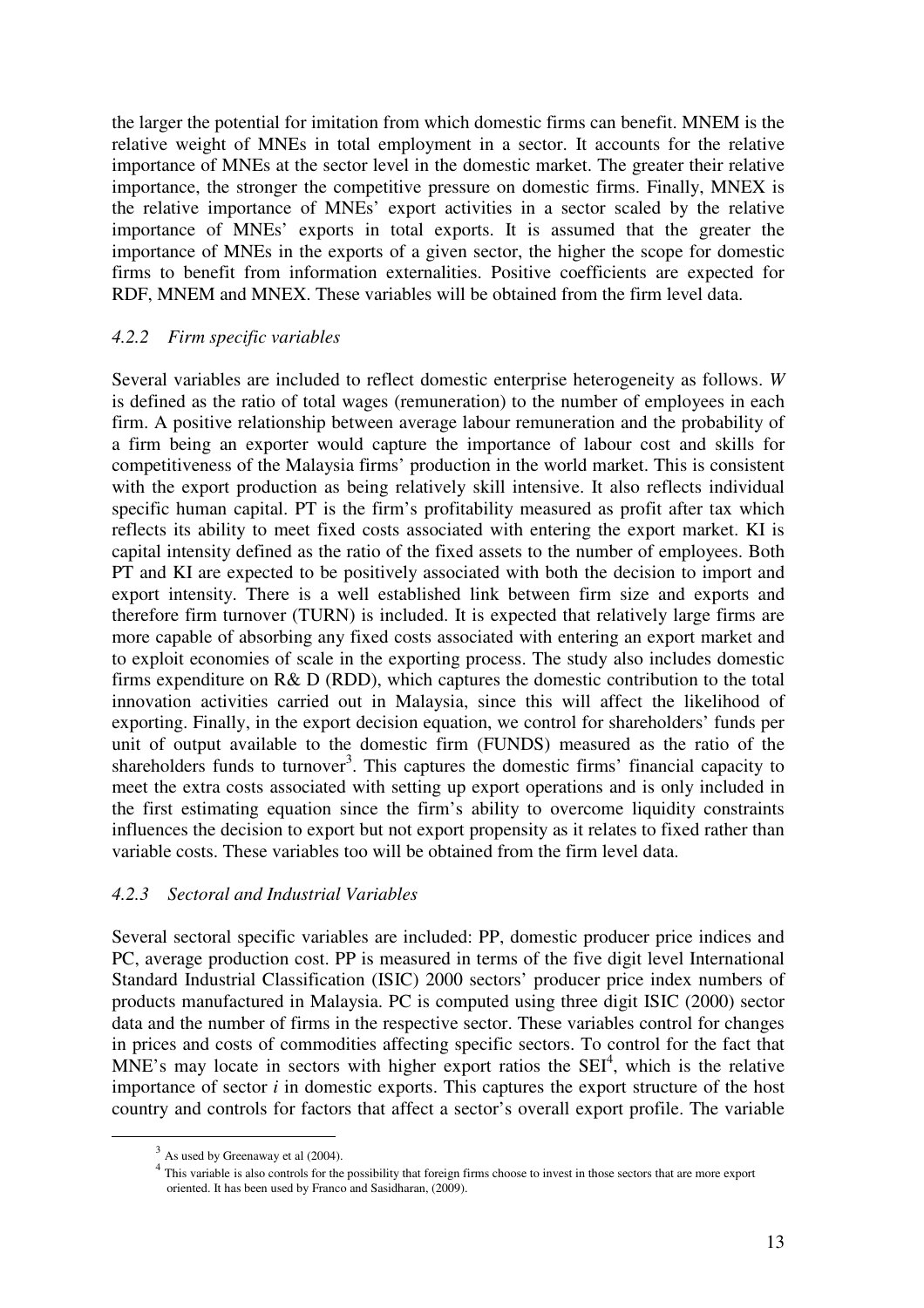the larger the potential for imitation from which domestic firms can benefit. MNEM is the relative weight of MNEs in total employment in a sector. It accounts for the relative importance of MNEs at the sector level in the domestic market. The greater their relative importance, the stronger the competitive pressure on domestic firms. Finally, MNEX is the relative importance of MNEs' export activities in a sector scaled by the relative importance of MNEs' exports in total exports. It is assumed that the greater the importance of MNEs in the exports of a given sector, the higher the scope for domestic firms to benefit from information externalities. Positive coefficients are expected for RDF, MNEM and MNEX. These variables will be obtained from the firm level data.

### *4.2.2 Firm specific variables*

Several variables are included to reflect domestic enterprise heterogeneity as follows. *W* is defined as the ratio of total wages (remuneration) to the number of employees in each firm. A positive relationship between average labour remuneration and the probability of a firm being an exporter would capture the importance of labour cost and skills for competitiveness of the Malaysia firms' production in the world market. This is consistent with the export production as being relatively skill intensive. It also reflects individual specific human capital. PT is the firm's profitability measured as profit after tax which reflects its ability to meet fixed costs associated with entering the export market. KI is capital intensity defined as the ratio of the fixed assets to the number of employees. Both PT and KI are expected to be positively associated with both the decision to import and export intensity. There is a well established link between firm size and exports and therefore firm turnover (TURN) is included. It is expected that relatively large firms are more capable of absorbing any fixed costs associated with entering an export market and to exploit economies of scale in the exporting process. The study also includes domestic firms expenditure on R& D (RDD), which captures the domestic contribution to the total innovation activities carried out in Malaysia, since this will affect the likelihood of exporting. Finally, in the export decision equation, we control for shareholders' funds per unit of output available to the domestic firm (FUNDS) measured as the ratio of the shareholders funds to turnover[3]. This captures the domestic firms' financial capacity to meet the extra costs associated with setting up export operations and is only included in the first estimating equation since the firm's ability to overcome liquidity constraints influences the decision to export but not export propensity as it relates to fixed rather than variable costs. These variables too will be obtained from the firm level data.

### *4.2.3 Sectoral and Industrial Variables*

Several sectoral specific variables are included: PP, domestic producer price indices and PC, average production cost. PP is measured in terms of the five digit level International Standard Industrial Classification (ISIC) 2000 sectors' producer price index numbers of products manufactured in Malaysia. PC is computed using three digit ISIC (2000) sector data and the number of firms in the respective sector. These variables control for changes in prices and costs of commodities affecting specific sectors. To control for the fact that MNE's may locate in sectors with higher export ratios the SEI[4], which is the relative importance of sector *i* in domestic exports. This captures the export structure of the host country and controls for factors that affect a sector's overall export profile. The variable

---

[3] As used by Greenaway et al (2004).

[4] This variable is also controls for the possibility that foreign firms choose to invest in those sectors that are more export oriented. It has been used by Franco and Sasidharan, (2009).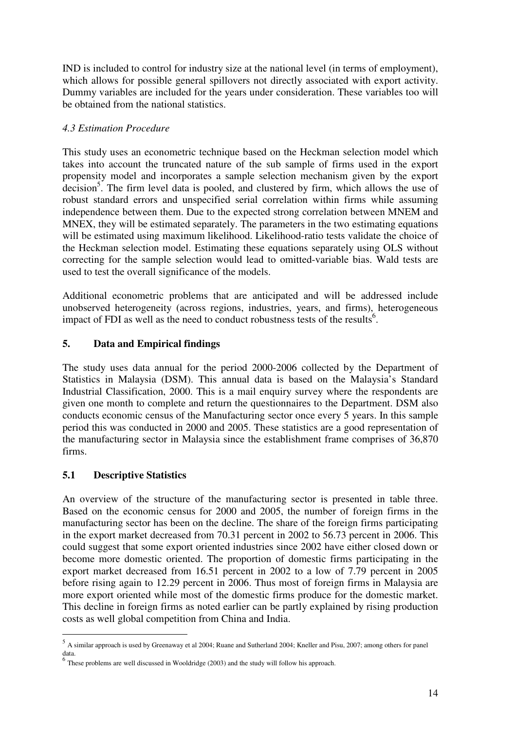IND is included to control for industry size at the national level (in terms of employment), which allows for possible general spillovers not directly associated with export activity. Dummy variables are included for the years under consideration. These variables too will be obtained from the national statistics.

### *4.3 Estimation Procedure*

This study uses an econometric technique based on the Heckman selection model which takes into account the truncated nature of the sub sample of firms used in the export propensity model and incorporates a sample selection mechanism given by the export decision[5]. The firm level data is pooled, and clustered by firm, which allows the use of robust standard errors and unspecified serial correlation within firms while assuming independence between them. Due to the expected strong correlation between MNEM and MNEX, they will be estimated separately. The parameters in the two estimating equations will be estimated using maximum likelihood. Likelihood-ratio tests validate the choice of the Heckman selection model. Estimating these equations separately using OLS without correcting for the sample selection would lead to omitted-variable bias. Wald tests are used to test the overall significance of the models.

Additional econometric problems that are anticipated and will be addressed include unobserved heterogeneity (across regions, industries, years, and firms), heterogeneous impact of FDI as well as the need to conduct robustness tests of the results[6].

## 5. Data and Empirical findings

The study uses data annual for the period 2000-2006 collected by the Department of Statistics in Malaysia (DSM). This annual data is based on the Malaysia's Standard Industrial Classification, 2000. This is a mail enquiry survey where the respondents are given one month to complete and return the questionnaires to the Department. DSM also conducts economic census of the Manufacturing sector once every 5 years. In this sample period this was conducted in 2000 and 2005. These statistics are a good representation of the manufacturing sector in Malaysia since the establishment frame comprises of 36,870 firms.

### 5.1 Descriptive Statistics

An overview of the structure of the manufacturing sector is presented in table three. Based on the economic census for 2000 and 2005, the number of foreign firms in the manufacturing sector has been on the decline. The share of the foreign firms participating in the export market decreased from 70.31 percent in 2002 to 56.73 percent in 2006. This could suggest that some export oriented industries since 2002 have either closed down or become more domestic oriented. The proportion of domestic firms participating in the export market decreased from 16.51 percent in 2002 to a low of 7.79 percent in 2005 before rising again to 12.29 percent in 2006. Thus most of foreign firms in Malaysia are more export oriented while most of the domestic firms produce for the domestic market. This decline in foreign firms as noted earlier can be partly explained by rising production costs as well global competition from China and India.

---

[5] A similar approach is used by Greenaway et al 2004; Ruane and Sutherland 2004; Kneller and Pisu, 2007; among others for panel data.

[6] These problems are well discussed in Wooldridge (2003) and the study will follow his approach.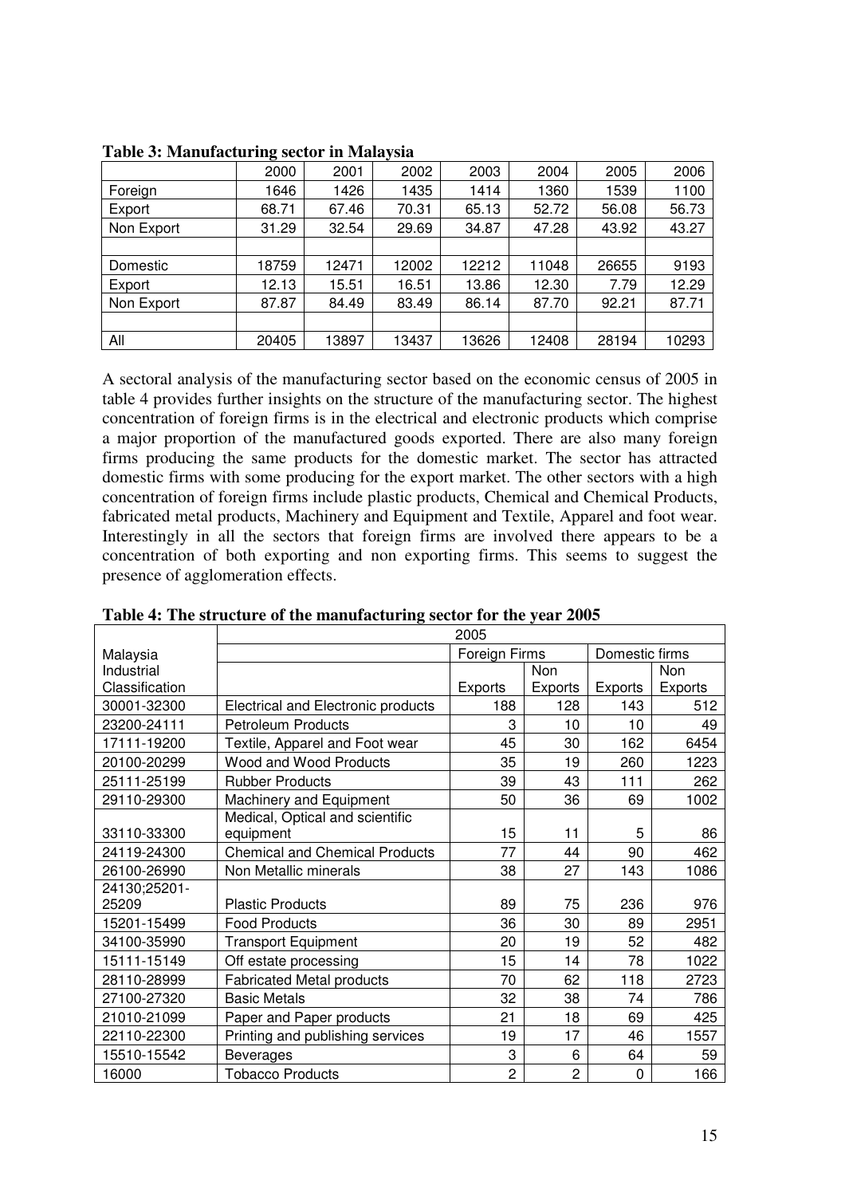**Table 3: Manufacturing sector in Malaysia**

| | 2000 | 2001 | 2002 | 2003 | 2004 | 2005 | 2006 |
|---|---|---|---|---|---|---|---|
| Foreign | 1646 | 1426 | 1435 | 1414 | 1360 | 1539 | 1100 |
| Export | 68.71 | 67.46 | 70.31 | 65.13 | 52.72 | 56.08 | 56.73 |
| Non Export | 31.29 | 32.54 | 29.69 | 34.87 | 47.28 | 43.92 | 43.27 |
| | | | | | | | |
| Domestic | 18759 | 12471 | 12002 | 12212 | 11048 | 26655 | 9193 |
| Export | 12.13 | 15.51 | 16.51 | 13.86 | 12.30 | 7.79 | 12.29 |
| Non Export | 87.87 | 84.49 | 83.49 | 86.14 | 87.70 | 92.21 | 87.71 |
| | | | | | | | |
| All | 20405 | 13897 | 13437 | 13626 | 12408 | 28194 | 10293 |

A sectoral analysis of the manufacturing sector based on the economic census of 2005 in table 4 provides further insights on the structure of the manufacturing sector. The highest concentration of foreign firms is in the electrical and electronic products which comprise a major proportion of the manufactured goods exported. There are also many foreign firms producing the same products for the domestic market. The sector has attracted domestic firms with some producing for the export market. The other sectors with a high concentration of foreign firms include plastic products, Chemical and Chemical Products, fabricated metal products, Machinery and Equipment and Textile, Apparel and foot wear. Interestingly in all the sectors that foreign firms are involved there appears to be a concentration of both exporting and non exporting firms. This seems to suggest the presence of agglomeration effects.

**Table 4: The structure of the manufacturing sector for the year 2005**

| | 2005 | | | | |
|---|---|---|---|---|---|
| Malaysia | | Foreign Firms | | Domestic firms | |
| Industrial Classification | | Exports | Non Exports | Exports | Non Exports |
| 30001-32300 | Electrical and Electronic products | 188 | 128 | 143 | 512 |
| 23200-24111 | Petroleum Products | 3 | 10 | 10 | 49 |
| 17111-19200 | Textile, Apparel and Foot wear | 45 | 30 | 162 | 6454 |
| 20100-20299 | Wood and Wood Products | 35 | 19 | 260 | 1223 |
| 25111-25199 | Rubber Products | 39 | 43 | 111 | 262 |
| 29110-29300 | Machinery and Equipment | 50 | 36 | 69 | 1002 |
| 33110-33300 | Medical, Optical and scientific equipment | 15 | 11 | 5 | 86 |
| 24119-24300 | Chemical and Chemical Products | 77 | 44 | 90 | 462 |
| 26100-26990 | Non Metallic minerals | 38 | 27 | 143 | 1086 |
| 24130;25201-25209 | Plastic Products | 89 | 75 | 236 | 976 |
| 15201-15499 | Food Products | 36 | 30 | 89 | 2951 |
| 34100-35990 | Transport Equipment | 20 | 19 | 52 | 482 |
| 15111-15149 | Off estate processing | 15 | 14 | 78 | 1022 |
| 28110-28999 | Fabricated Metal products | 70 | 62 | 118 | 2723 |
| 27100-27320 | Basic Metals | 32 | 38 | 74 | 786 |
| 21010-21099 | Paper and Paper products | 21 | 18 | 69 | 425 |
| 22110-22300 | Printing and publishing services | 19 | 17 | 46 | 1557 |
| 15510-15542 | Beverages | 3 | 6 | 64 | 59 |
| 16000 | Tobacco Products | 2 | 2 | 0 | 166 |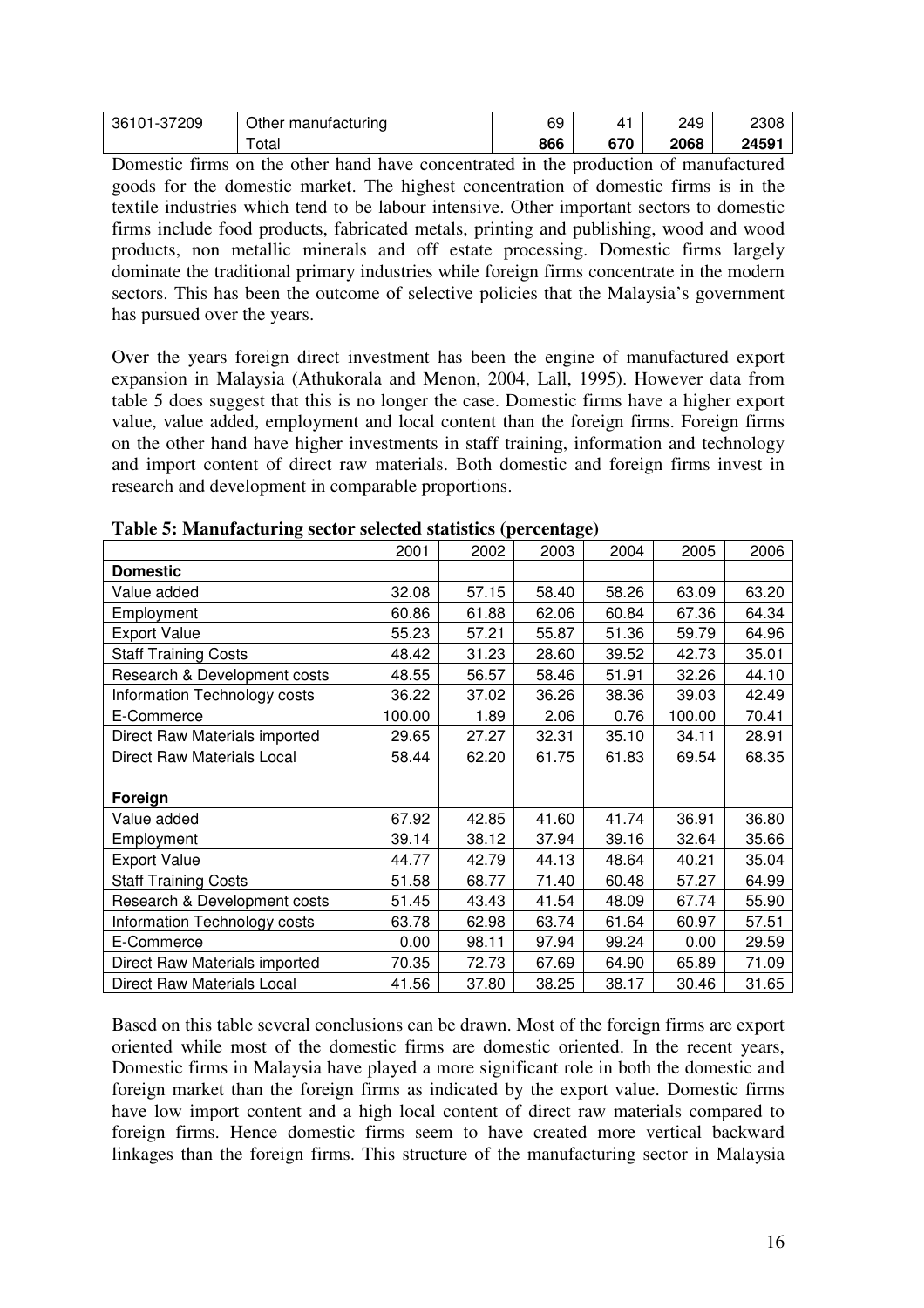| 36101-37209 | Other manufacturing | 69 | 41 | 249 | 2308 |
|---|---|---|---|---|---|
| | Total | **866** | **670** | **2068** | **24591** |

Domestic firms on the other hand have concentrated in the production of manufactured goods for the domestic market. The highest concentration of domestic firms is in the textile industries which tend to be labour intensive. Other important sectors to domestic firms include food products, fabricated metals, printing and publishing, wood and wood products, non metallic minerals and off estate processing. Domestic firms largely dominate the traditional primary industries while foreign firms concentrate in the modern sectors. This has been the outcome of selective policies that the Malaysia's government has pursued over the years.

Over the years foreign direct investment has been the engine of manufactured export expansion in Malaysia (Athukorala and Menon, 2004, Lall, 1995). However data from table 5 does suggest that this is no longer the case. Domestic firms have a higher export value, value added, employment and local content than the foreign firms. Foreign firms on the other hand have higher investments in staff training, information and technology and import content of direct raw materials. Both domestic and foreign firms invest in research and development in comparable proportions.

**Table 5: Manufacturing sector selected statistics (percentage)**

| | 2001 | 2002 | 2003 | 2004 | 2005 | 2006 |
|---|---|---|---|---|---|---|
| **Domestic** | | | | | | |
| Value added | 32.08 | 57.15 | 58.40 | 58.26 | 63.09 | 63.20 |
| Employment | 60.86 | 61.88 | 62.06 | 60.84 | 67.36 | 64.34 |
| Export Value | 55.23 | 57.21 | 55.87 | 51.36 | 59.79 | 64.96 |
| Staff Training Costs | 48.42 | 31.23 | 28.60 | 39.52 | 42.73 | 35.01 |
| Research & Development costs | 48.55 | 56.57 | 58.46 | 51.91 | 32.26 | 44.10 |
| Information Technology costs | 36.22 | 37.02 | 36.26 | 38.36 | 39.03 | 42.49 |
| E-Commerce | 100.00 | 1.89 | 2.06 | 0.76 | 100.00 | 70.41 |
| Direct Raw Materials imported | 29.65 | 27.27 | 32.31 | 35.10 | 34.11 | 28.91 |
| Direct Raw Materials Local | 58.44 | 62.20 | 61.75 | 61.83 | 69.54 | 68.35 |
| | | | | | | |
| **Foreign** | | | | | | |
| Value added | 67.92 | 42.85 | 41.60 | 41.74 | 36.91 | 36.80 |
| Employment | 39.14 | 38.12 | 37.94 | 39.16 | 32.64 | 35.66 |
| Export Value | 44.77 | 42.79 | 44.13 | 48.64 | 40.21 | 35.04 |
| Staff Training Costs | 51.58 | 68.77 | 71.40 | 60.48 | 57.27 | 64.99 |
| Research & Development costs | 51.45 | 43.43 | 41.54 | 48.09 | 67.74 | 55.90 |
| Information Technology costs | 63.78 | 62.98 | 63.74 | 61.64 | 60.97 | 57.51 |
| E-Commerce | 0.00 | 98.11 | 97.94 | 99.24 | 0.00 | 29.59 |
| Direct Raw Materials imported | 70.35 | 72.73 | 67.69 | 64.90 | 65.89 | 71.09 |
| Direct Raw Materials Local | 41.56 | 37.80 | 38.25 | 38.17 | 30.46 | 31.65 |

Based on this table several conclusions can be drawn. Most of the foreign firms are export oriented while most of the domestic firms are domestic oriented. In the recent years, Domestic firms in Malaysia have played a more significant role in both the domestic and foreign market than the foreign firms as indicated by the export value. Domestic firms have low import content and a high local content of direct raw materials compared to foreign firms. Hence domestic firms seem to have created more vertical backward linkages than the foreign firms. This structure of the manufacturing sector in Malaysia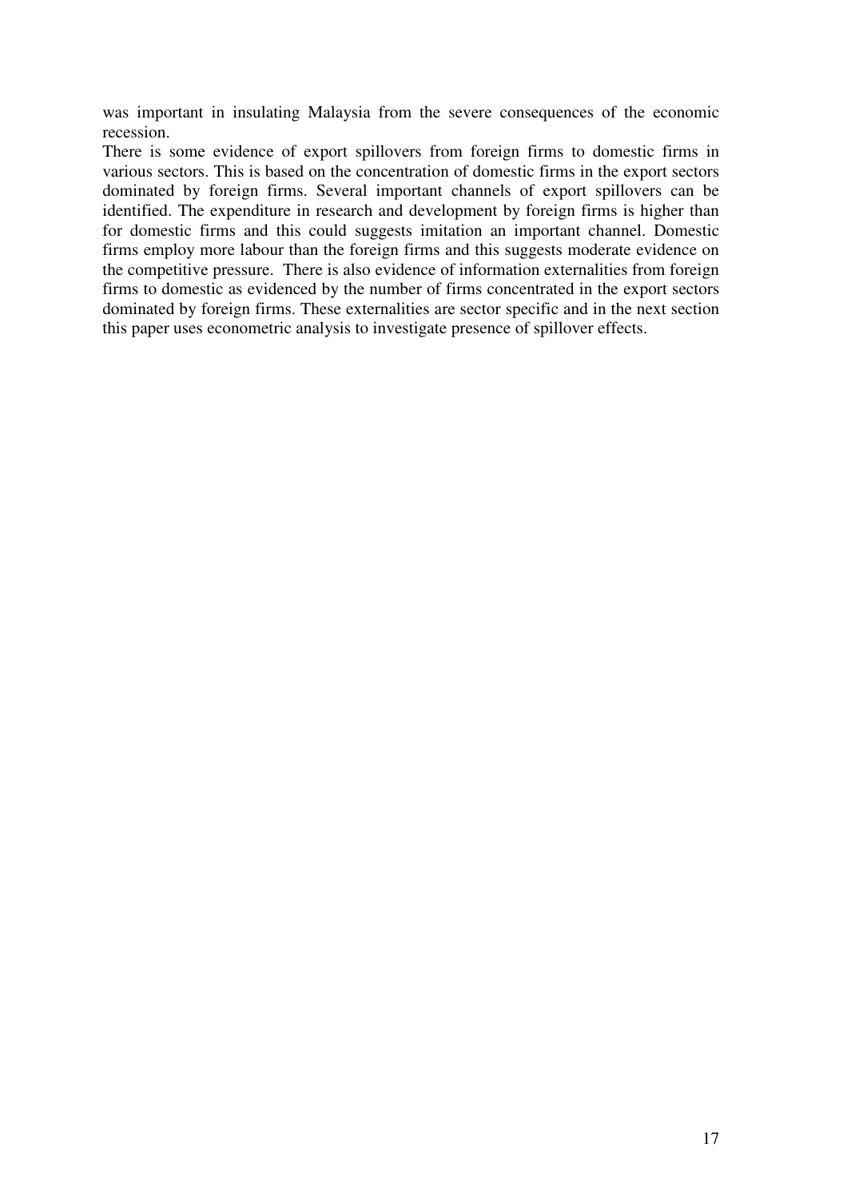was important in insulating Malaysia from the severe consequences of the economic recession.

There is some evidence of export spillovers from foreign firms to domestic firms in various sectors. This is based on the concentration of domestic firms in the export sectors dominated by foreign firms. Several important channels of export spillovers can be identified. The expenditure in research and development by foreign firms is higher than for domestic firms and this could suggests imitation an important channel. Domestic firms employ more labour than the foreign firms and this suggests moderate evidence on the competitive pressure. There is also evidence of information externalities from foreign firms to domestic as evidenced by the number of firms concentrated in the export sectors dominated by foreign firms. These externalities are sector specific and in the next section this paper uses econometric analysis to investigate presence of spillover effects.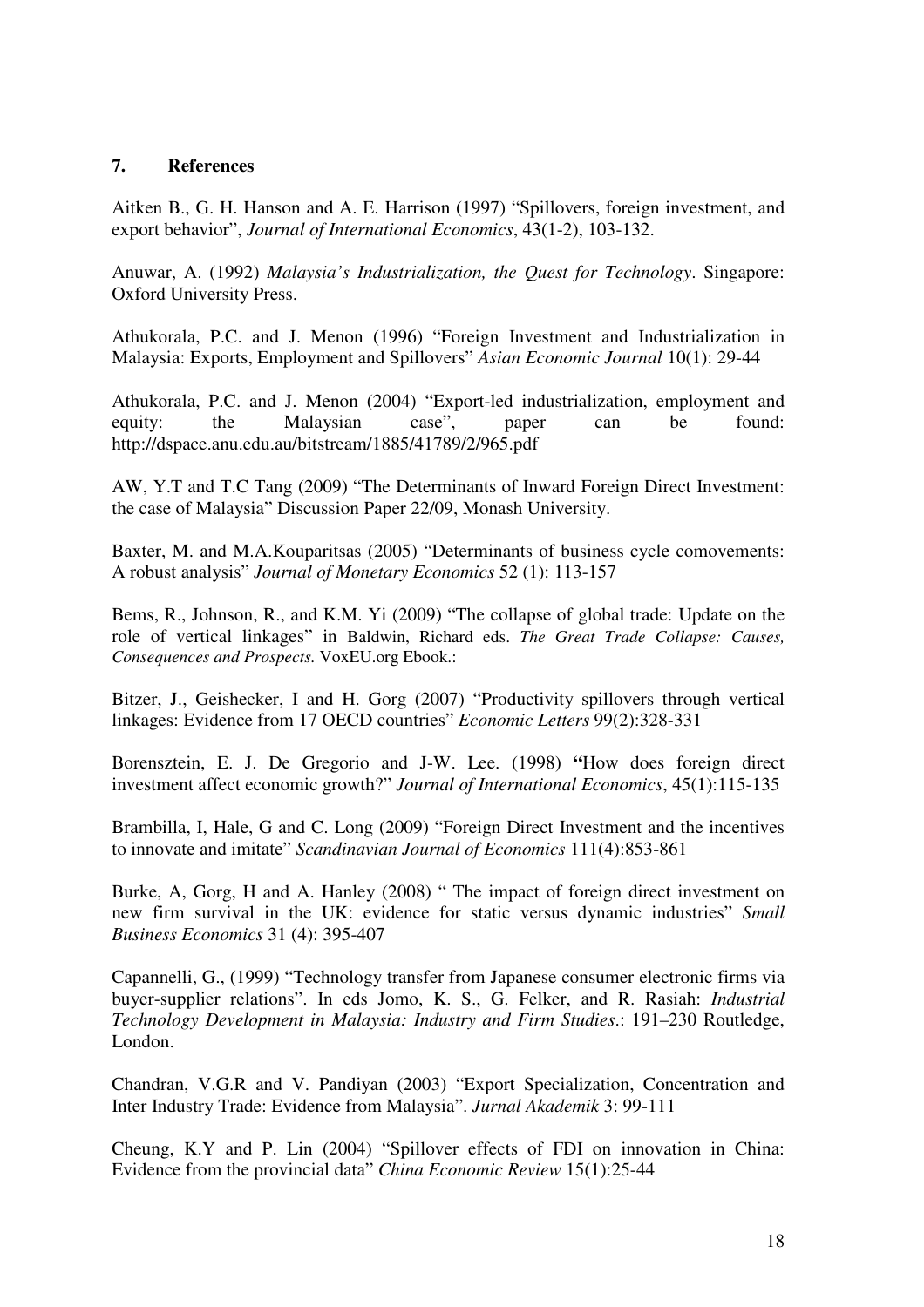## 7. References

Aitken B., G. H. Hanson and A. E. Harrison (1997) "Spillovers, foreign investment, and export behavior", *Journal of International Economics*, 43(1-2), 103-132.

Anuwar, A. (1992) *Malaysia's Industrialization, the Quest for Technology*. Singapore: Oxford University Press.

Athukorala, P.C. and J. Menon (1996) "Foreign Investment and Industrialization in Malaysia: Exports, Employment and Spillovers" *Asian Economic Journal* 10(1): 29-44

Athukorala, P.C. and J. Menon (2004) "Export-led industrialization, employment and equity: the Malaysian case", paper can be found: http://dspace.anu.edu.au/bitstream/1885/41789/2/965.pdf

AW, Y.T and T.C Tang (2009) "The Determinants of Inward Foreign Direct Investment: the case of Malaysia" Discussion Paper 22/09, Monash University.

Baxter, M. and M.A.Kouparitsas (2005) "Determinants of business cycle comovements: A robust analysis" *Journal of Monetary Economics* 52 (1): 113-157

Bems, R., Johnson, R., and K.M. Yi (2009) "The collapse of global trade: Update on the role of vertical linkages" in Baldwin, Richard eds. *The Great Trade Collapse: Causes, Consequences and Prospects.* VoxEU.org Ebook.:

Bitzer, J., Geishecker, I and H. Gorg (2007) "Productivity spillovers through vertical linkages: Evidence from 17 OECD countries" *Economic Letters* 99(2):328-331

Borensztein, E. J. De Gregorio and J-W. Lee. (1998) **"**How does foreign direct investment affect economic growth?" *Journal of International Economics*, 45(1):115-135

Brambilla, I, Hale, G and C. Long (2009) "Foreign Direct Investment and the incentives to innovate and imitate" *Scandinavian Journal of Economics* 111(4):853-861

Burke, A, Gorg, H and A. Hanley (2008) " The impact of foreign direct investment on new firm survival in the UK: evidence for static versus dynamic industries" *Small Business Economics* 31 (4): 395-407

Capannelli, G., (1999) "Technology transfer from Japanese consumer electronic firms via buyer-supplier relations". In eds Jomo, K. S., G. Felker, and R. Rasiah: *Industrial Technology Development in Malaysia: Industry and Firm Studies*.: 191–230 Routledge, London.

Chandran, V.G.R and V. Pandiyan (2003) "Export Specialization, Concentration and Inter Industry Trade: Evidence from Malaysia". *Jurnal Akademik* 3: 99-111

Cheung, K.Y and P. Lin (2004) "Spillover effects of FDI on innovation in China: Evidence from the provincial data" *China Economic Review* 15(1):25-44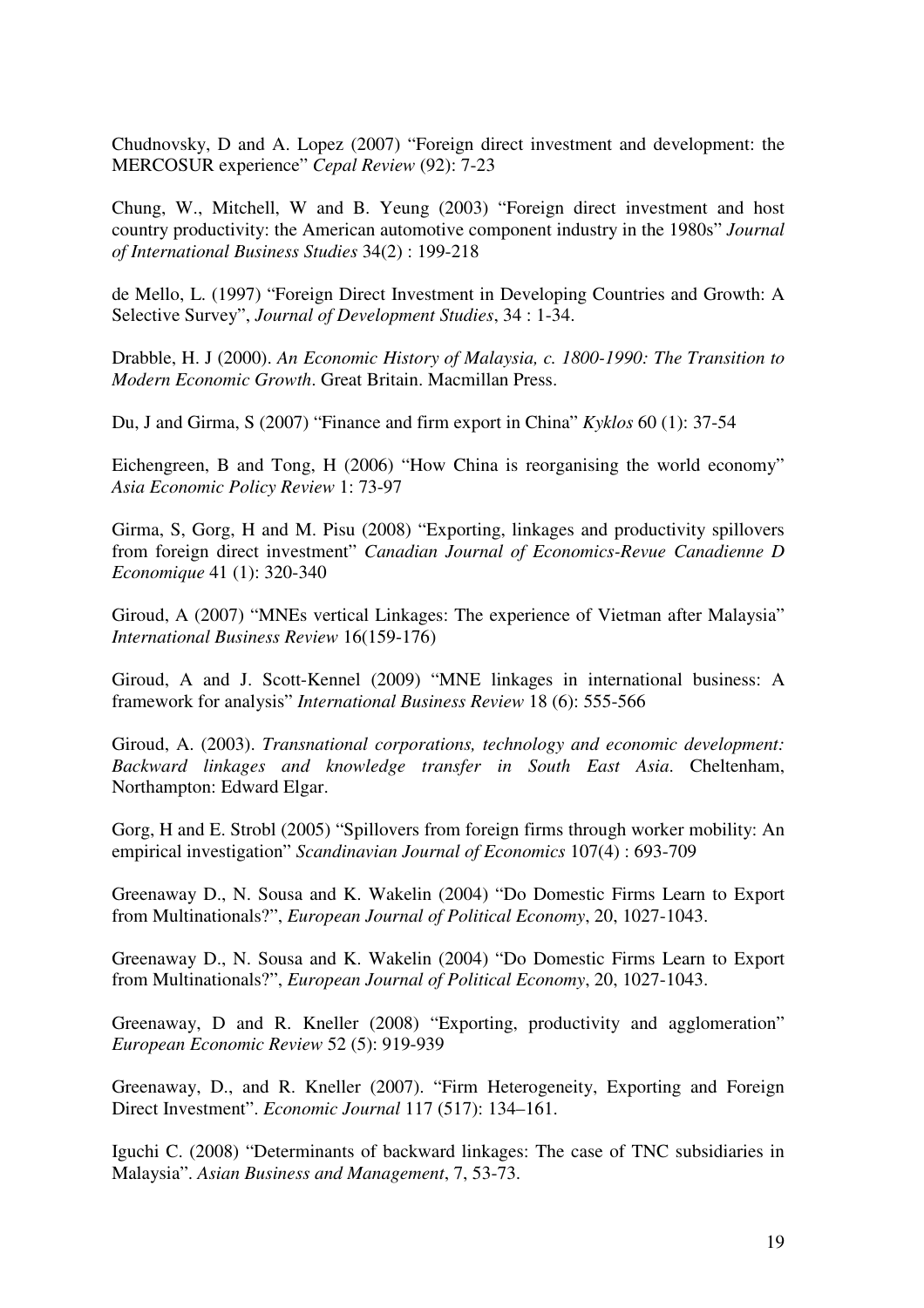Chudnovsky, D and A. Lopez (2007) "Foreign direct investment and development: the MERCOSUR experience" *Cepal Review* (92): 7-23

Chung, W., Mitchell, W and B. Yeung (2003) "Foreign direct investment and host country productivity: the American automotive component industry in the 1980s" *Journal of International Business Studies* 34(2) : 199-218

de Mello, L. (1997) "Foreign Direct Investment in Developing Countries and Growth: A Selective Survey", *Journal of Development Studies*, 34 : 1-34.

Drabble, H. J (2000). *An Economic History of Malaysia, c. 1800-1990: The Transition to Modern Economic Growth*. Great Britain. Macmillan Press.

Du, J and Girma, S (2007) "Finance and firm export in China" *Kyklos* 60 (1): 37-54

Eichengreen, B and Tong, H (2006) "How China is reorganising the world economy" *Asia Economic Policy Review* 1: 73-97

Girma, S, Gorg, H and M. Pisu (2008) "Exporting, linkages and productivity spillovers from foreign direct investment" *Canadian Journal of Economics-Revue Canadienne D Economique* 41 (1): 320-340

Giroud, A (2007) "MNEs vertical Linkages: The experience of Vietman after Malaysia" *International Business Review* 16(159-176)

Giroud, A and J. Scott-Kennel (2009) "MNE linkages in international business: A framework for analysis" *International Business Review* 18 (6): 555-566

Giroud, A. (2003). *Transnational corporations, technology and economic development: Backward linkages and knowledge transfer in South East Asia*. Cheltenham, Northampton: Edward Elgar.

Gorg, H and E. Strobl (2005) "Spillovers from foreign firms through worker mobility: An empirical investigation" *Scandinavian Journal of Economics* 107(4) : 693-709

Greenaway D., N. Sousa and K. Wakelin (2004) "Do Domestic Firms Learn to Export from Multinationals?", *European Journal of Political Economy*, 20, 1027-1043.

Greenaway D., N. Sousa and K. Wakelin (2004) "Do Domestic Firms Learn to Export from Multinationals?", *European Journal of Political Economy*, 20, 1027-1043.

Greenaway, D and R. Kneller (2008) "Exporting, productivity and agglomeration" *European Economic Review* 52 (5): 919-939

Greenaway, D., and R. Kneller (2007). "Firm Heterogeneity, Exporting and Foreign Direct Investment". *Economic Journal* 117 (517): 134–161.

Iguchi C. (2008) "Determinants of backward linkages: The case of TNC subsidiaries in Malaysia". *Asian Business and Management*, 7, 53-73.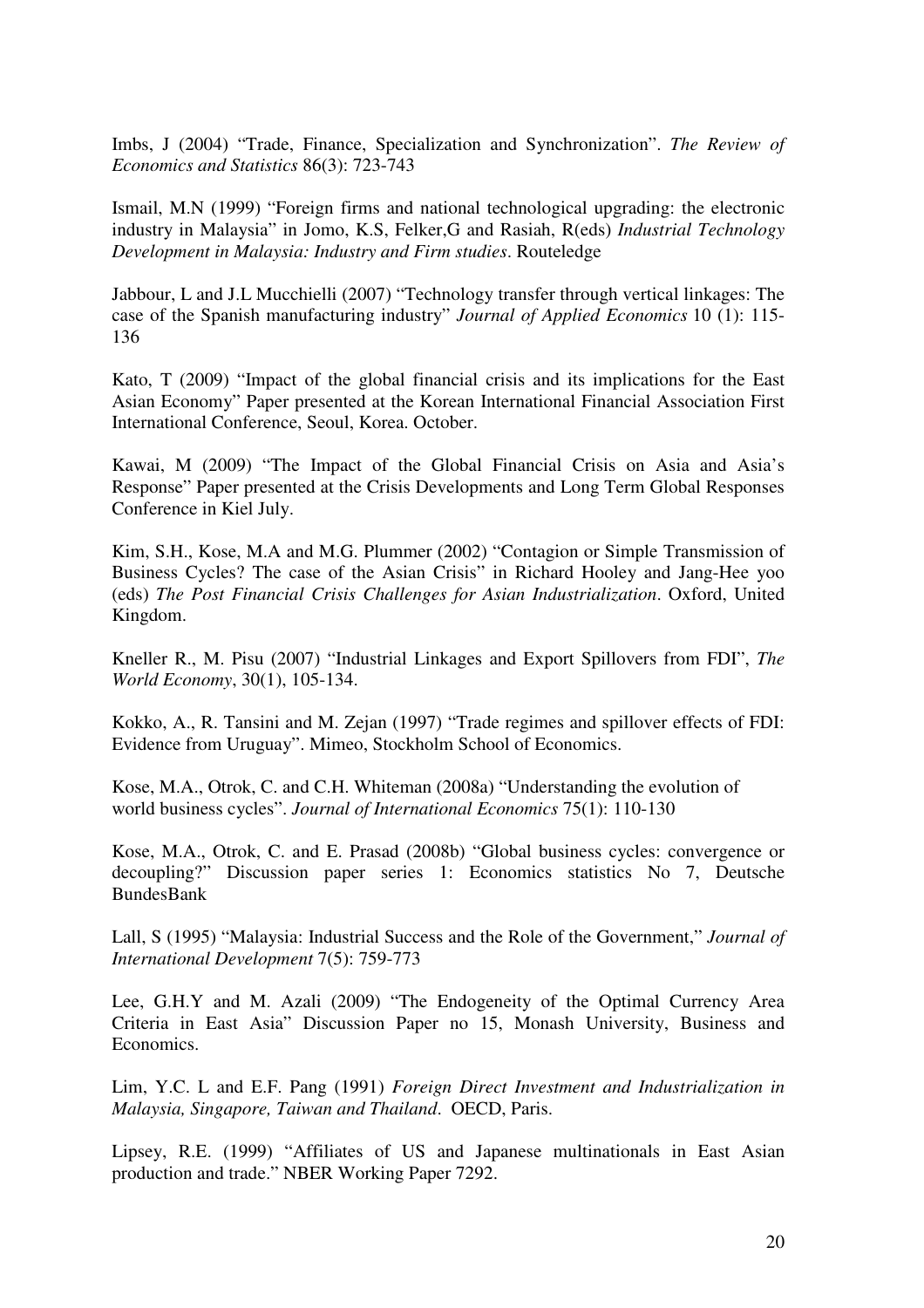Imbs, J (2004) "Trade, Finance, Specialization and Synchronization". *The Review of Economics and Statistics* 86(3): 723-743

Ismail, M.N (1999) "Foreign firms and national technological upgrading: the electronic industry in Malaysia" in Jomo, K.S, Felker,G and Rasiah, R(eds) *Industrial Technology Development in Malaysia: Industry and Firm studies*. Routeledge

Jabbour, L and J.L Mucchielli (2007) "Technology transfer through vertical linkages: The case of the Spanish manufacturing industry" *Journal of Applied Economics* 10 (1): 115-136

Kato, T (2009) "Impact of the global financial crisis and its implications for the East Asian Economy" Paper presented at the Korean International Financial Association First International Conference, Seoul, Korea. October.

Kawai, M (2009) "The Impact of the Global Financial Crisis on Asia and Asia's Response" Paper presented at the Crisis Developments and Long Term Global Responses Conference in Kiel July.

Kim, S.H., Kose, M.A and M.G. Plummer (2002) "Contagion or Simple Transmission of Business Cycles? The case of the Asian Crisis" in Richard Hooley and Jang-Hee yoo (eds) *The Post Financial Crisis Challenges for Asian Industrialization*. Oxford, United Kingdom.

Kneller R., M. Pisu (2007) "Industrial Linkages and Export Spillovers from FDI", *The World Economy*, 30(1), 105-134.

Kokko, A., R. Tansini and M. Zejan (1997) "Trade regimes and spillover effects of FDI: Evidence from Uruguay". Mimeo, Stockholm School of Economics.

Kose, M.A., Otrok, C. and C.H. Whiteman (2008a) "Understanding the evolution of world business cycles". *Journal of International Economics* 75(1): 110-130

Kose, M.A., Otrok, C. and E. Prasad (2008b) "Global business cycles: convergence or decoupling?" Discussion paper series 1: Economics statistics No 7, Deutsche BundesBank

Lall, S (1995) "Malaysia: Industrial Success and the Role of the Government," *Journal of International Development* 7(5): 759-773

Lee, G.H.Y and M. Azali (2009) "The Endogeneity of the Optimal Currency Area Criteria in East Asia" Discussion Paper no 15, Monash University, Business and Economics.

Lim, Y.C. L and E.F. Pang (1991) *Foreign Direct Investment and Industrialization in Malaysia, Singapore, Taiwan and Thailand*. OECD, Paris.

Lipsey, R.E. (1999) "Affiliates of US and Japanese multinationals in East Asian production and trade." NBER Working Paper 7292.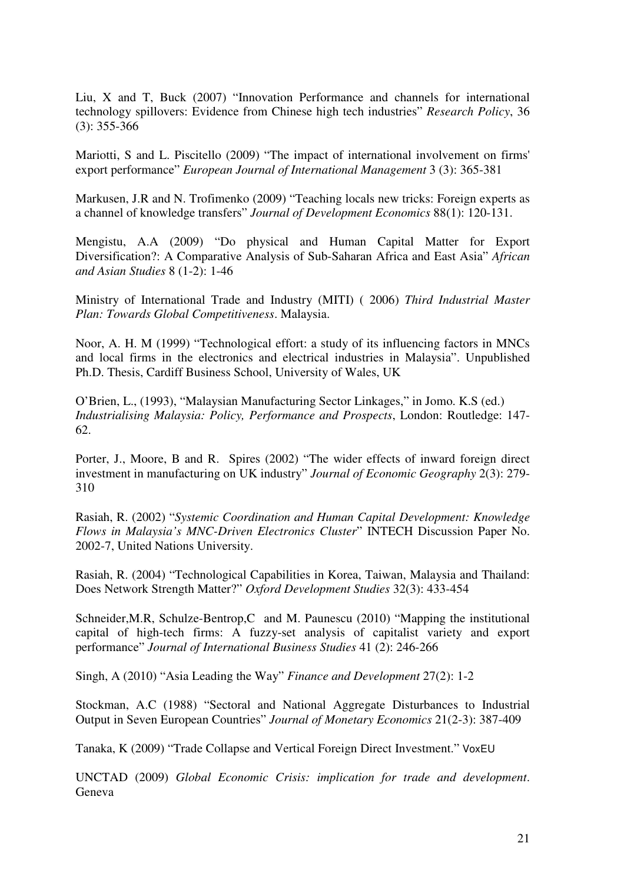Liu, X and T, Buck (2007) "Innovation Performance and channels for international technology spillovers: Evidence from Chinese high tech industries" *Research Policy*, 36 (3): 355-366

Mariotti, S and L. Piscitello (2009) "The impact of international involvement on firms' export performance" *European Journal of International Management* 3 (3): 365-381

Markusen, J.R and N. Trofimenko (2009) "Teaching locals new tricks: Foreign experts as a channel of knowledge transfers" *Journal of Development Economics* 88(1): 120-131.

Mengistu, A.A (2009) "Do physical and Human Capital Matter for Export Diversification?: A Comparative Analysis of Sub-Saharan Africa and East Asia" *African and Asian Studies* 8 (1-2): 1-46

Ministry of International Trade and Industry (MITI) ( 2006) *Third Industrial Master Plan: Towards Global Competitiveness*. Malaysia.

Noor, A. H. M (1999) "Technological effort: a study of its influencing factors in MNCs and local firms in the electronics and electrical industries in Malaysia". Unpublished Ph.D. Thesis, Cardiff Business School, University of Wales, UK

O'Brien, L., (1993), "Malaysian Manufacturing Sector Linkages," in Jomo. K.S (ed.) *Industrialising Malaysia: Policy, Performance and Prospects*, London: Routledge: 147-62.

Porter, J., Moore, B and R. Spires (2002) "The wider effects of inward foreign direct investment in manufacturing on UK industry" *Journal of Economic Geography* 2(3): 279-310

Rasiah, R. (2002) "*Systemic Coordination and Human Capital Development: Knowledge Flows in Malaysia's MNC-Driven Electronics Cluster*" INTECH Discussion Paper No. 2002-7, United Nations University.

Rasiah, R. (2004) "Technological Capabilities in Korea, Taiwan, Malaysia and Thailand: Does Network Strength Matter?" *Oxford Development Studies* 32(3): 433-454

Schneider,M.R, Schulze-Bentrop,C and M. Paunescu (2010) "Mapping the institutional capital of high-tech firms: A fuzzy-set analysis of capitalist variety and export performance" *Journal of International Business Studies* 41 (2): 246-266

Singh, A (2010) "Asia Leading the Way" *Finance and Development* 27(2): 1-2

Stockman, A.C (1988) "Sectoral and National Aggregate Disturbances to Industrial Output in Seven European Countries" *Journal of Monetary Economics* 21(2-3): 387-409

Tanaka, K (2009) "Trade Collapse and Vertical Foreign Direct Investment." VoxEU

UNCTAD (2009) *Global Economic Crisis: implication for trade and development*. Geneva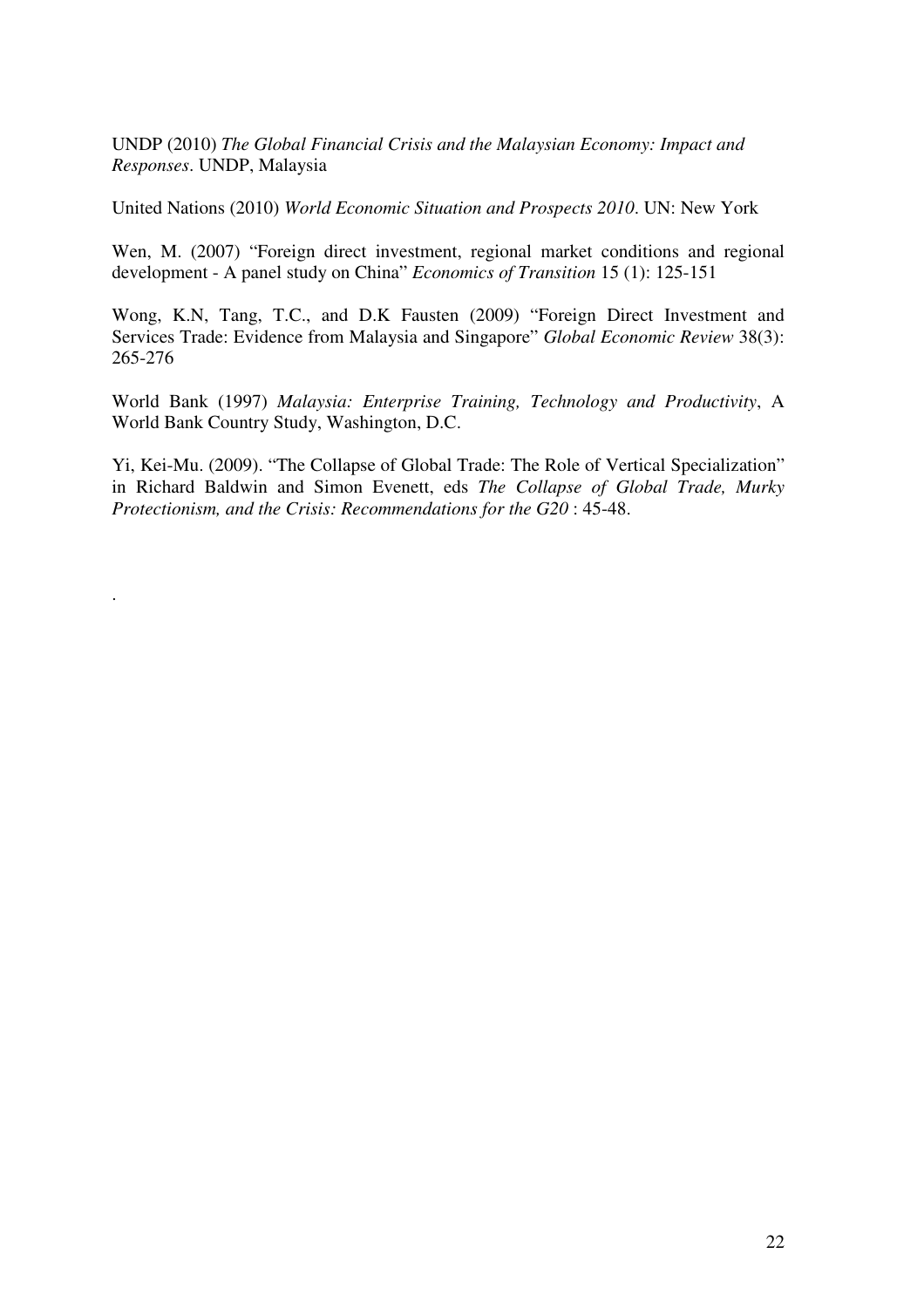UNDP (2010) *The Global Financial Crisis and the Malaysian Economy: Impact and Responses*. UNDP, Malaysia

United Nations (2010) *World Economic Situation and Prospects 2010*. UN: New York

Wen, M. (2007) "Foreign direct investment, regional market conditions and regional development - A panel study on China" *Economics of Transition* 15 (1): 125-151

Wong, K.N, Tang, T.C., and D.K Fausten (2009) "Foreign Direct Investment and Services Trade: Evidence from Malaysia and Singapore" *Global Economic Review* 38(3): 265-276

World Bank (1997) *Malaysia: Enterprise Training, Technology and Productivity*, A World Bank Country Study, Washington, D.C.

Yi, Kei-Mu. (2009). "The Collapse of Global Trade: The Role of Vertical Specialization" in Richard Baldwin and Simon Evenett, eds *The Collapse of Global Trade, Murky Protectionism, and the Crisis: Recommendations for the G20* : 45-48.

.